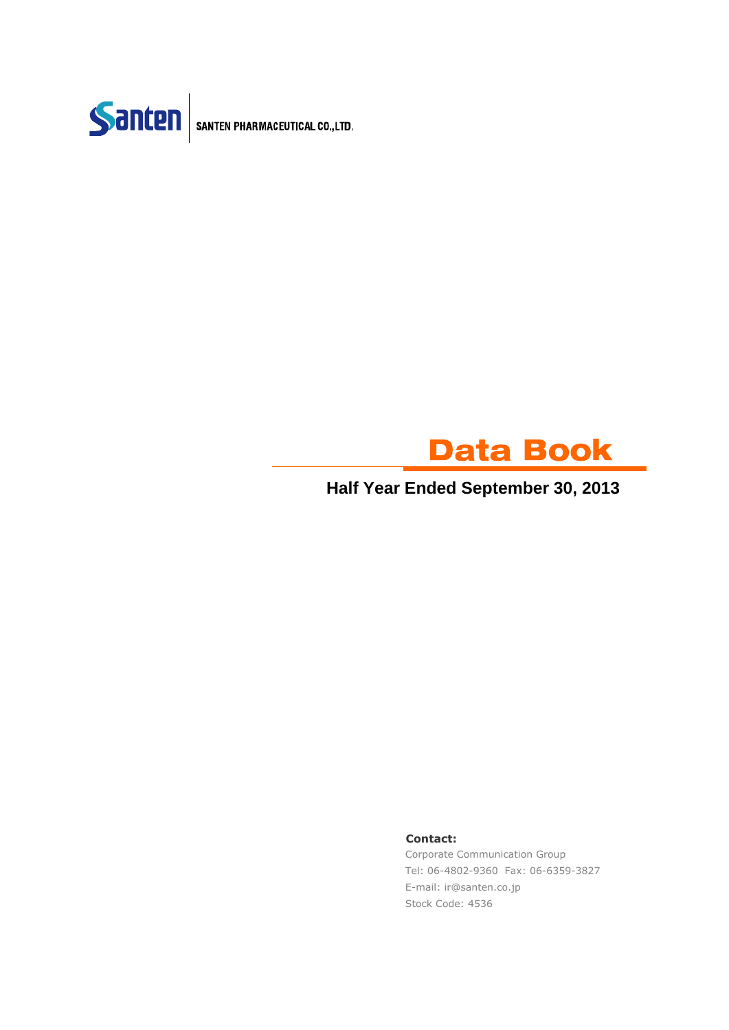Santen | SANTEN PHARMACEUTICAL CO.,LTD.

# Data Book

## Half Year Ended September 30, 2013

**Contact:**

Corporate Communication Group
Tel: 06-4802-9360 Fax: 06-6359-3827
E-mail: ir@santen.co.jp
Stock Code: 4536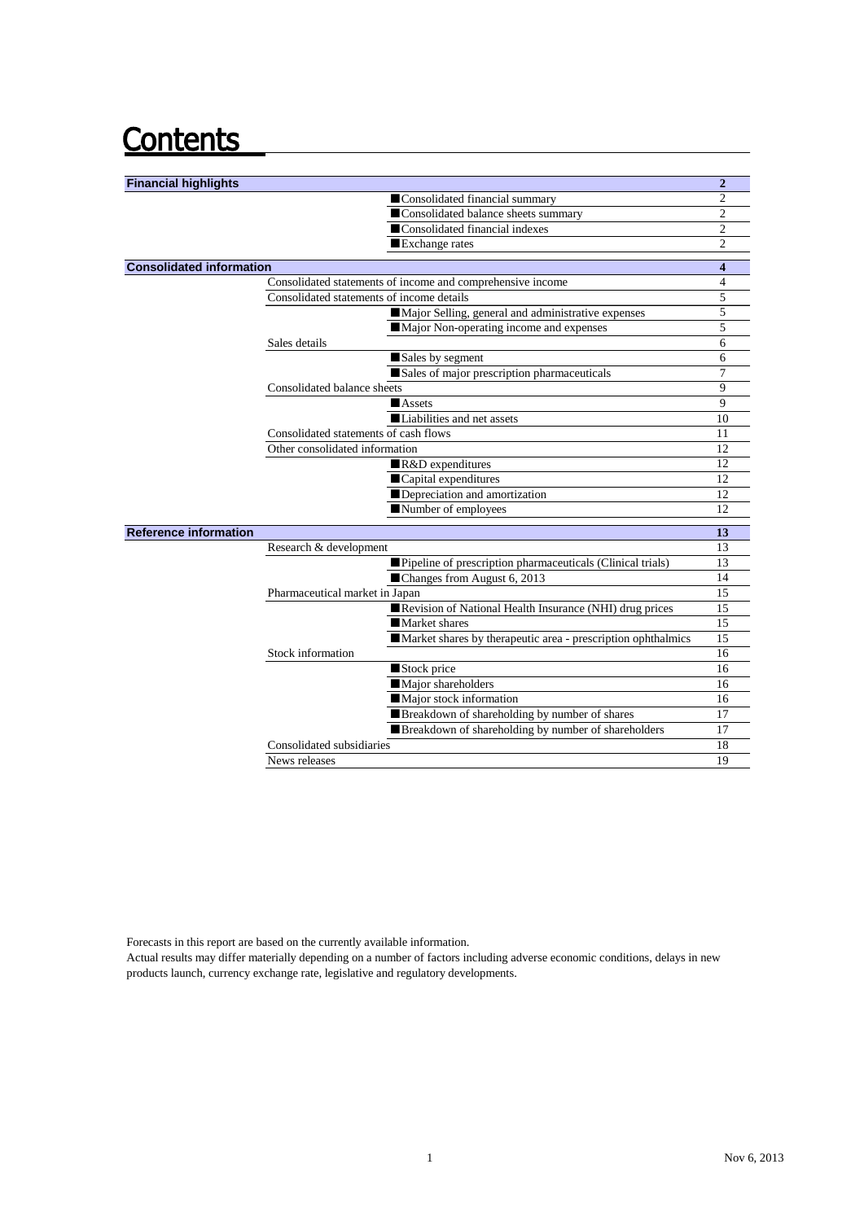# Contents

| | | | Page |
|---|---|---|---|
| **Financial highlights** | | | **2** |
| | | ■Consolidated financial summary | 2 |
| | | ■Consolidated balance sheets summary | 2 |
| | | ■Consolidated financial indexes | 2 |
| | | ■Exchange rates | 2 |
| **Consolidated information** | | | **4** |
| | Consolidated statements of income and comprehensive income | | 4 |
| | Consolidated statements of income details | | 5 |
| | | ■Major Selling, general and administrative expenses | 5 |
| | | ■Major Non-operating income and expenses | 5 |
| | Sales details | | 6 |
| | | ■Sales by segment | 6 |
| | | ■Sales of major prescription pharmaceuticals | 7 |
| | Consolidated balance sheets | | 9 |
| | | ■Assets | 9 |
| | | ■Liabilities and net assets | 10 |
| | Consolidated statements of cash flows | | 11 |
| | Other consolidated information | | 12 |
| | | ■R&D expenditures | 12 |
| | | ■Capital expenditures | 12 |
| | | ■Depreciation and amortization | 12 |
| | | ■Number of employees | 12 |
| **Reference information** | | | **13** |
| | Research & development | | 13 |
| | | ■Pipeline of prescription pharmaceuticals (Clinical trials) | 13 |
| | | ■Changes from August 6, 2013 | 14 |
| | Pharmaceutical market in Japan | | 15 |
| | | ■Revision of National Health Insurance (NHI) drug prices | 15 |
| | | ■Market shares | 15 |
| | | ■Market shares by therapeutic area - prescription ophthalmics | 15 |
| | Stock information | | 16 |
| | | ■Stock price | 16 |
| | | ■Major shareholders | 16 |
| | | ■Major stock information | 16 |
| | | ■Breakdown of shareholding by number of shares | 17 |
| | | ■Breakdown of shareholding by number of shareholders | 17 |
| | Consolidated subsidiaries | | 18 |
| | News releases | | 19 |

Forecasts in this report are based on the currently available information.
Actual results may differ materially depending on a number of factors including adverse economic conditions, delays in new products launch, currency exchange rate, legislative and regulatory developments.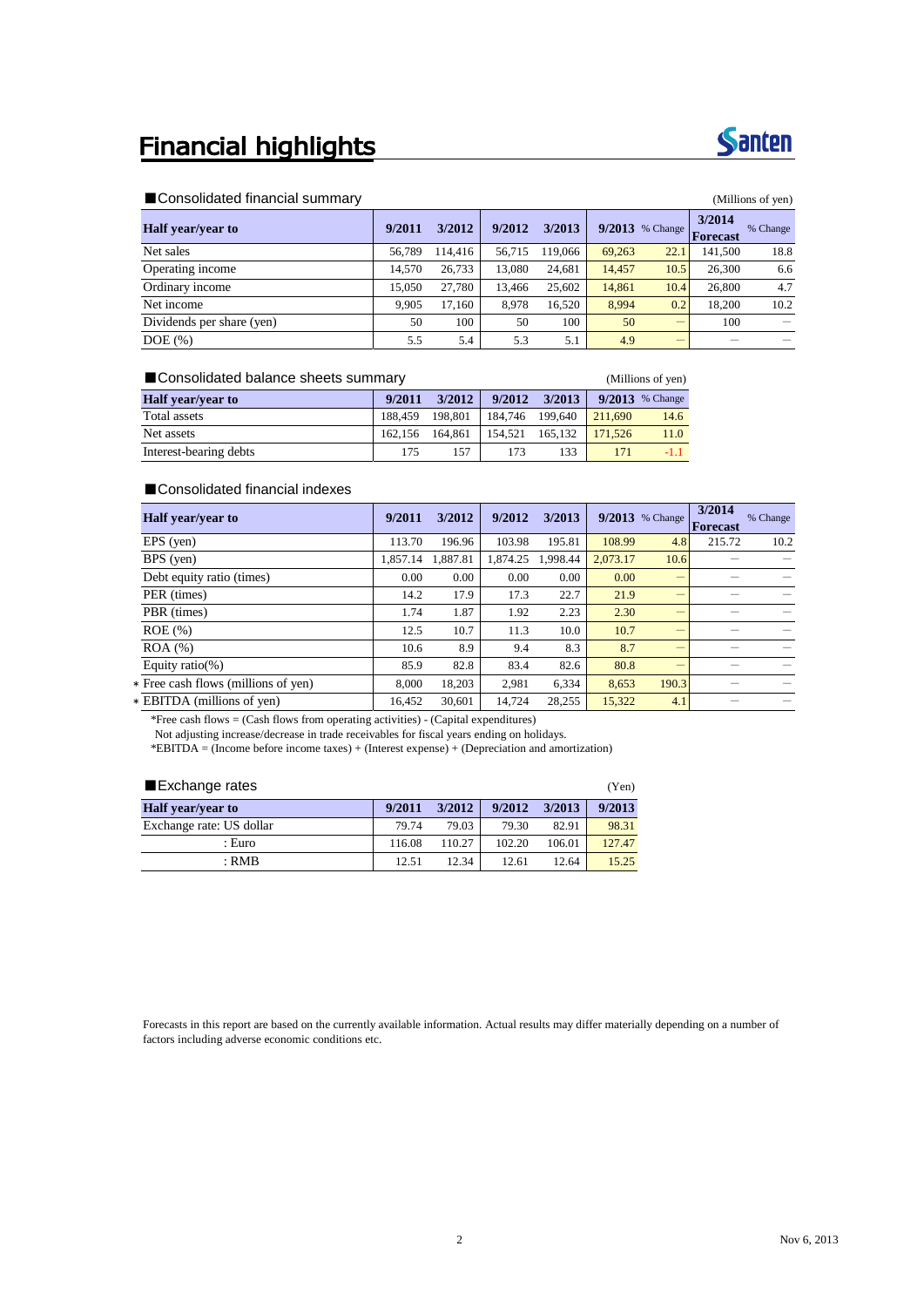# Financial highlights

Santen

## ■Consolidated financial summary

(Millions of yen)

| Half year/year to | 9/2011 | 3/2012 | 9/2012 | 3/2013 | 9/2013 | % Change | 3/2014 Forecast | % Change |
|---|---|---|---|---|---|---|---|---|
| Net sales | 56,789 | 114,416 | 56,715 | 119,066 | 69,263 | 22.1 | 141,500 | 18.8 |
| Operating income | 14,570 | 26,733 | 13,080 | 24,681 | 14,457 | 10.5 | 26,300 | 6.6 |
| Ordinary income | 15,050 | 27,780 | 13,466 | 25,602 | 14,861 | 10.4 | 26,800 | 4.7 |
| Net income | 9,905 | 17,160 | 8,978 | 16,520 | 8,994 | 0.2 | 18,200 | 10.2 |
| Dividends per share (yen) | 50 | 100 | 50 | 100 | 50 | — | 100 | — |
| DOE (%) | 5.5 | 5.4 | 5.3 | 5.1 | 4.9 | — | — | — |

## ■Consolidated balance sheets summary

(Millions of yen)

| Half year/year to | 9/2011 | 3/2012 | 9/2012 | 3/2013 | 9/2013 | % Change |
|---|---|---|---|---|---|---|
| Total assets | 188,459 | 198,801 | 184,746 | 199,640 | 211,690 | 14.6 |
| Net assets | 162,156 | 164,861 | 154,521 | 165,132 | 171,526 | 11.0 |
| Interest-bearing debts | 175 | 157 | 173 | 133 | 171 | -1.1 |

## ■Consolidated financial indexes

| Half year/year to | 9/2011 | 3/2012 | 9/2012 | 3/2013 | 9/2013 | % Change | 3/2014 Forecast | % Change |
|---|---|---|---|---|---|---|---|---|
| EPS (yen) | 113.70 | 196.96 | 103.98 | 195.81 | 108.99 | 4.8 | 215.72 | 10.2 |
| BPS (yen) | 1,857.14 | 1,887.81 | 1,874.25 | 1,998.44 | 2,073.17 | 10.6 | — | — |
| Debt equity ratio (times) | 0.00 | 0.00 | 0.00 | 0.00 | 0.00 | — | — | — |
| PER (times) | 14.2 | 17.9 | 17.3 | 22.7 | 21.9 | — | — | — |
| PBR (times) | 1.74 | 1.87 | 1.92 | 2.23 | 2.30 | — | — | — |
| ROE (%) | 12.5 | 10.7 | 11.3 | 10.0 | 10.7 | — | — | — |
| ROA (%) | 10.6 | 8.9 | 9.4 | 8.3 | 8.7 | — | — | — |
| Equity ratio(%) | 85.9 | 82.8 | 83.4 | 82.6 | 80.8 | — | — | — |
| * Free cash flows (millions of yen) | 8,000 | 18,203 | 2,981 | 6,334 | 8,653 | 190.3 | — | — |
| * EBITDA (millions of yen) | 16,452 | 30,601 | 14,724 | 28,255 | 15,322 | 4.1 | — | — |

*Free cash flows = (Cash flows from operating activities) - (Capital expenditures)
Not adjusting increase/decrease in trade receivables for fiscal years ending on holidays.
*EBITDA = (Income before income taxes) + (Interest expense) + (Depreciation and amortization)

## ■Exchange rates

(Yen)

| Half year/year to | 9/2011 | 3/2012 | 9/2012 | 3/2013 | 9/2013 |
|---|---|---|---|---|---|
| Exchange rate: US dollar | 79.74 | 79.03 | 79.30 | 82.91 | 98.31 |
| : Euro | 116.08 | 110.27 | 102.20 | 106.01 | 127.47 |
| : RMB | 12.51 | 12.34 | 12.61 | 12.64 | 15.25 |

Forecasts in this report are based on the currently available information. Actual results may differ materially depending on a number of factors including adverse economic conditions etc.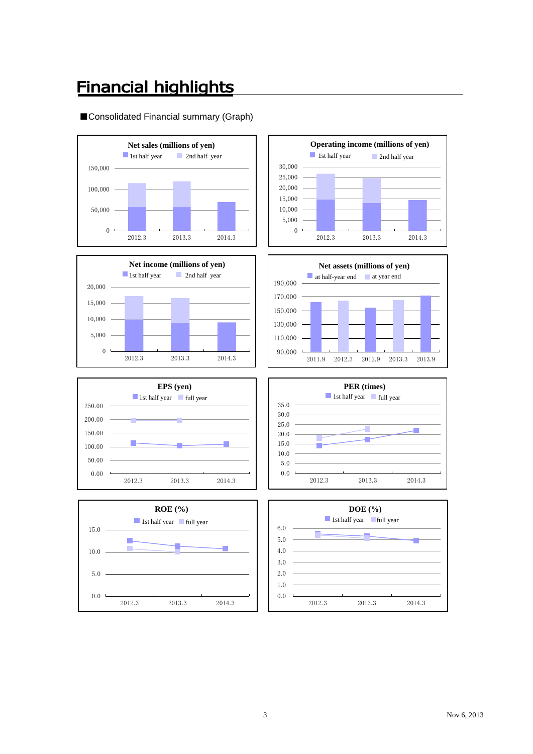# Financial highlights

■Consolidated Financial summary (Graph)

**Net sales (millions of yen)**

1st half year　2nd half year

150,000
100,000
50,000
0

2012.3　2013.3　2014.3

**Operating income (millions of yen)**

1st half year　2nd half year

30,000
25,000
20,000
15,000
10,000
5,000
0

2012.3　2013.3　2014.3

**Net income (millions of yen)**

1st half year　2nd half year

20,000
15,000
10,000
5,000
0

2012.3　2013.3　2014.3

**Net assets (millions of yen)**

at half-year end　at year end

190,000
170,000
150,000
130,000
110,000
90,000

2011.9　2012.3　2012.9　2013.3　2013.9

**EPS (yen)**

1st half year　full year

250.00
200.00
150.00
100.00
50.00
0.00

2012.3　2013.3　2014.3

**PER (times)**

1st half year　full year

35.0
30.0
25.0
20.0
15.0
10.0
5.0
0.0

2012.3　2013.3　2014.3

**ROE (%)**

1st half year　full year

15.0
10.0
5.0
0.0

2012.3　2013.3　2014.3

**DOE (%)**

1st half year　full year

6.0
5.0
4.0
3.0
2.0
1.0
0.0

2012.3　2013.3　2014.3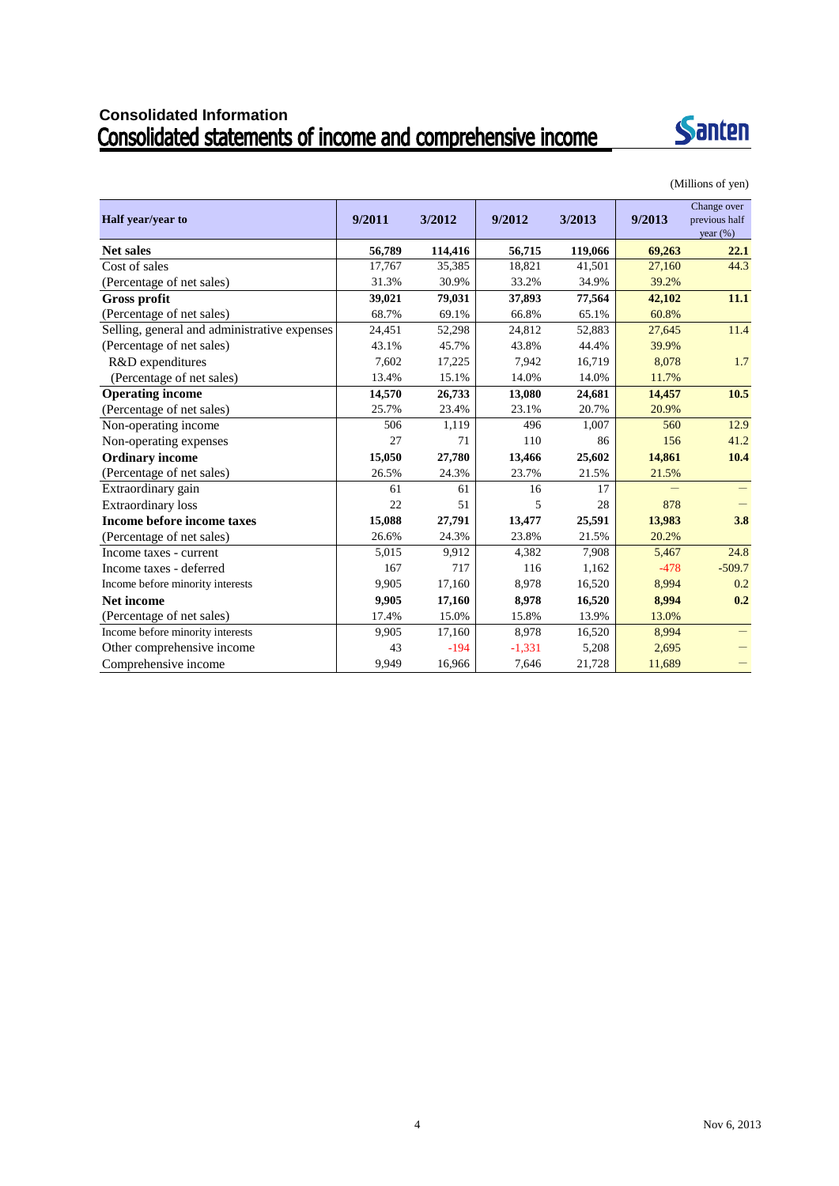## Consolidated Information

# Consolidated statements of income and comprehensive income

(Millions of yen)

| Half year/year to | 9/2011 | 3/2012 | 9/2012 | 3/2013 | 9/2013 | Change over previous half year (%) |
|---|---|---|---|---|---|---|
| **Net sales** | **56,789** | **114,416** | **56,715** | **119,066** | **69,263** | **22.1** |
| Cost of sales | 17,767 | 35,385 | 18,821 | 41,501 | 27,160 | 44.3 |
| (Percentage of net sales) | 31.3% | 30.9% | 33.2% | 34.9% | 39.2% | |
| **Gross profit** | **39,021** | **79,031** | **37,893** | **77,564** | **42,102** | **11.1** |
| (Percentage of net sales) | 68.7% | 69.1% | 66.8% | 65.1% | 60.8% | |
| Selling, general and administrative expenses | 24,451 | 52,298 | 24,812 | 52,883 | 27,645 | 11.4 |
| (Percentage of net sales) | 43.1% | 45.7% | 43.8% | 44.4% | 39.9% | |
| R&D expenditures | 7,602 | 17,225 | 7,942 | 16,719 | 8,078 | 1.7 |
| (Percentage of net sales) | 13.4% | 15.1% | 14.0% | 14.0% | 11.7% | |
| **Operating income** | **14,570** | **26,733** | **13,080** | **24,681** | **14,457** | **10.5** |
| (Percentage of net sales) | 25.7% | 23.4% | 23.1% | 20.7% | 20.9% | |
| Non-operating income | 506 | 1,119 | 496 | 1,007 | 560 | 12.9 |
| Non-operating expenses | 27 | 71 | 110 | 86 | 156 | 41.2 |
| **Ordinary income** | **15,050** | **27,780** | **13,466** | **25,602** | **14,861** | **10.4** |
| (Percentage of net sales) | 26.5% | 24.3% | 23.7% | 21.5% | 21.5% | |
| Extraordinary gain | 61 | 61 | 16 | 17 | — | — |
| Extraordinary loss | 22 | 51 | 5 | 28 | 878 | — |
| **Income before income taxes** | **15,088** | **27,791** | **13,477** | **25,591** | **13,983** | **3.8** |
| (Percentage of net sales) | 26.6% | 24.3% | 23.8% | 21.5% | 20.2% | |
| Income taxes - current | 5,015 | 9,912 | 4,382 | 7,908 | 5,467 | 24.8 |
| Income taxes - deferred | 167 | 717 | 116 | 1,162 | -478 | -509.7 |
| Income before minority interests | 9,905 | 17,160 | 8,978 | 16,520 | 8,994 | 0.2 |
| **Net income** | **9,905** | **17,160** | **8,978** | **16,520** | **8,994** | **0.2** |
| (Percentage of net sales) | 17.4% | 15.0% | 15.8% | 13.9% | 13.0% | |
| Income before minority interests | 9,905 | 17,160 | 8,978 | 16,520 | 8,994 | — |
| Other comprehensive income | 43 | -194 | -1,331 | 5,208 | 2,695 | — |
| Comprehensive income | 9,949 | 16,966 | 7,646 | 21,728 | 11,689 | — |

Nov 6, 2013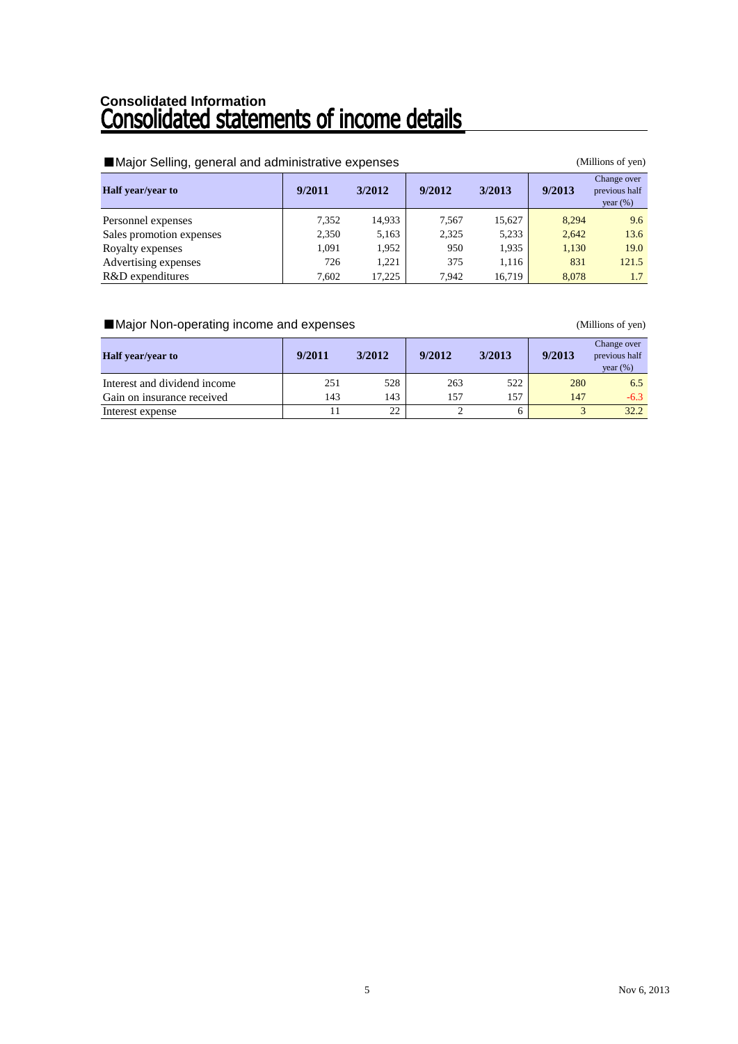# Consolidated Information

# Consolidated statements of income details

## ■Major Selling, general and administrative expenses

(Millions of yen)

| Half year/year to | 9/2011 | 3/2012 | 9/2012 | 3/2013 | 9/2013 | Change over previous half year (%) |
|---|---|---|---|---|---|---|
| Personnel expenses | 7,352 | 14,933 | 7,567 | 15,627 | 8,294 | 9.6 |
| Sales promotion expenses | 2,350 | 5,163 | 2,325 | 5,233 | 2,642 | 13.6 |
| Royalty expenses | 1,091 | 1,952 | 950 | 1,935 | 1,130 | 19.0 |
| Advertising expenses | 726 | 1,221 | 375 | 1,116 | 831 | 121.5 |
| R&D expenditures | 7,602 | 17,225 | 7,942 | 16,719 | 8,078 | 1.7 |

## ■Major Non-operating income and expenses

(Millions of yen)

| Half year/year to | 9/2011 | 3/2012 | 9/2012 | 3/2013 | 9/2013 | Change over previous half year (%) |
|---|---|---|---|---|---|---|
| Interest and dividend income | 251 | 528 | 263 | 522 | 280 | 6.5 |
| Gain on insurance received | 143 | 143 | 157 | 157 | 147 | -6.3 |
| Interest expense | 11 | 22 | 2 | 6 | 3 | 32.2 |

Nov 6, 2013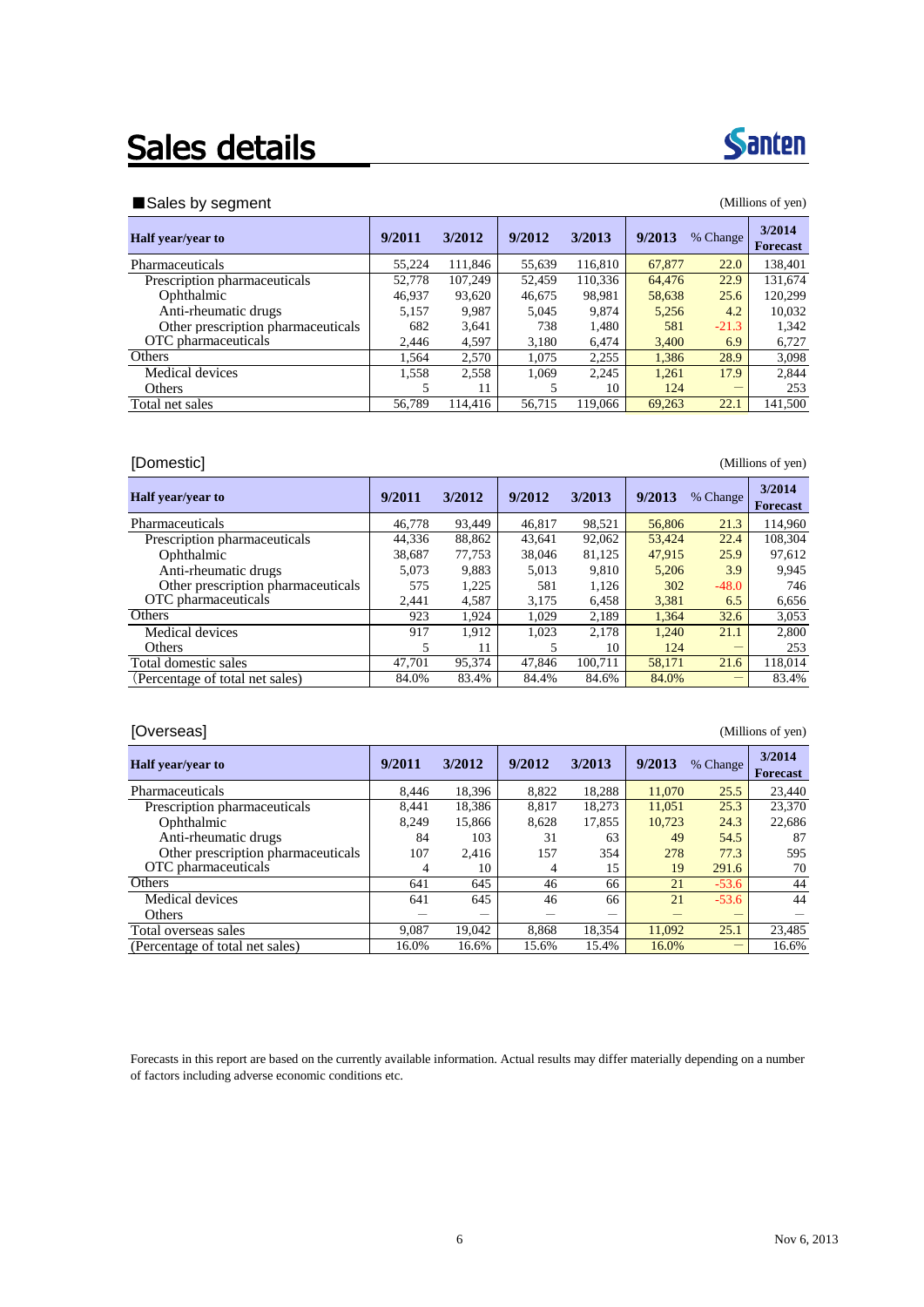# Sales details

■Sales by segment

(Millions of yen)

| Half year/year to | 9/2011 | 3/2012 | 9/2012 | 3/2013 | 9/2013 | % Change | 3/2014 Forecast |
|---|---|---|---|---|---|---|---|
| Pharmaceuticals | 55,224 | 111,846 | 55,639 | 116,810 | 67,877 | 22.0 | 138,401 |
| Prescription pharmaceuticals | 52,778 | 107,249 | 52,459 | 110,336 | 64,476 | 22.9 | 131,674 |
| Ophthalmic | 46,937 | 93,620 | 46,675 | 98,981 | 58,638 | 25.6 | 120,299 |
| Anti-rheumatic drugs | 5,157 | 9,987 | 5,045 | 9,874 | 5,256 | 4.2 | 10,032 |
| Other prescription pharmaceuticals | 682 | 3,641 | 738 | 1,480 | 581 | -21.3 | 1,342 |
| OTC pharmaceuticals | 2,446 | 4,597 | 3,180 | 6,474 | 3,400 | 6.9 | 6,727 |
| Others | 1,564 | 2,570 | 1,075 | 2,255 | 1,386 | 28.9 | 3,098 |
| Medical devices | 1,558 | 2,558 | 1,069 | 2,245 | 1,261 | 17.9 | 2,844 |
| Others | 5 | 11 | 5 | 10 | 124 | — | 253 |
| Total net sales | 56,789 | 114,416 | 56,715 | 119,066 | 69,263 | 22.1 | 141,500 |

[Domestic]

(Millions of yen)

| Half year/year to | 9/2011 | 3/2012 | 9/2012 | 3/2013 | 9/2013 | % Change | 3/2014 Forecast |
|---|---|---|---|---|---|---|---|
| Pharmaceuticals | 46,778 | 93,449 | 46,817 | 98,521 | 56,806 | 21.3 | 114,960 |
| Prescription pharmaceuticals | 44,336 | 88,862 | 43,641 | 92,062 | 53,424 | 22.4 | 108,304 |
| Ophthalmic | 38,687 | 77,753 | 38,046 | 81,125 | 47,915 | 25.9 | 97,612 |
| Anti-rheumatic drugs | 5,073 | 9,883 | 5,013 | 9,810 | 5,206 | 3.9 | 9,945 |
| Other prescription pharmaceuticals | 575 | 1,225 | 581 | 1,126 | 302 | -48.0 | 746 |
| OTC pharmaceuticals | 2,441 | 4,587 | 3,175 | 6,458 | 3,381 | 6.5 | 6,656 |
| Others | 923 | 1,924 | 1,029 | 2,189 | 1,364 | 32.6 | 3,053 |
| Medical devices | 917 | 1,912 | 1,023 | 2,178 | 1,240 | 21.1 | 2,800 |
| Others | 5 | 11 | 5 | 10 | 124 | — | 253 |
| Total domestic sales | 47,701 | 95,374 | 47,846 | 100,711 | 58,171 | 21.6 | 118,014 |
| (Percentage of total net sales) | 84.0% | 83.4% | 84.4% | 84.6% | 84.0% | — | 83.4% |

[Overseas]

(Millions of yen)

| Half year/year to | 9/2011 | 3/2012 | 9/2012 | 3/2013 | 9/2013 | % Change | 3/2014 Forecast |
|---|---|---|---|---|---|---|---|
| Pharmaceuticals | 8,446 | 18,396 | 8,822 | 18,288 | 11,070 | 25.5 | 23,440 |
| Prescription pharmaceuticals | 8,441 | 18,386 | 8,817 | 18,273 | 11,051 | 25.3 | 23,370 |
| Ophthalmic | 8,249 | 15,866 | 8,628 | 17,855 | 10,723 | 24.3 | 22,686 |
| Anti-rheumatic drugs | 84 | 103 | 31 | 63 | 49 | 54.5 | 87 |
| Other prescription pharmaceuticals | 107 | 2,416 | 157 | 354 | 278 | 77.3 | 595 |
| OTC pharmaceuticals | 4 | 10 | 4 | 15 | 19 | 291.6 | 70 |
| Others | 641 | 645 | 46 | 66 | 21 | -53.6 | 44 |
| Medical devices | 641 | 645 | 46 | 66 | 21 | -53.6 | 44 |
| Others | — | — | — | — | — | — | — |
| Total overseas sales | 9,087 | 19,042 | 8,868 | 18,354 | 11,092 | 25.1 | 23,485 |
| (Percentage of total net sales) | 16.0% | 16.6% | 15.6% | 15.4% | 16.0% | — | 16.6% |

Forecasts in this report are based on the currently available information. Actual results may differ materially depending on a number of factors including adverse economic conditions etc.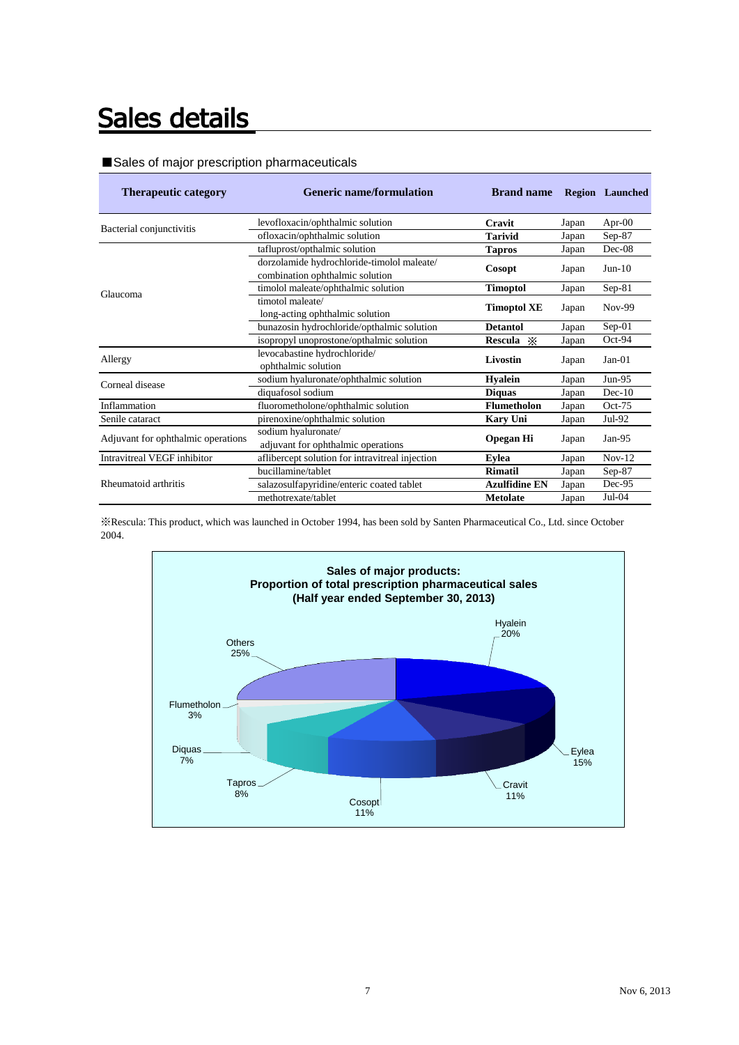# Sales details

■Sales of major prescription pharmaceuticals

| Therapeutic category | Generic name/formulation | Brand name | Region | Launched |
|---|---|---|---|---|
| Bacterial conjunctivitis | levofloxacin/ophthalmic solution | **Cravit** | Japan | Apr-00 |
| | ofloxacin/ophthalmic solution | **Tarivid** | Japan | Sep-87 |
| Glaucoma | tafluprost/opthalmic solution | **Tapros** | Japan | Dec-08 |
| | dorzolamide hydrochloride-timolol maleate/ combination ophthalmic solution | **Cosopt** | Japan | Jun-10 |
| | timolol maleate/ophthalmic solution | **Timoptol** | Japan | Sep-81 |
| | timotol maleate/ long-acting ophthalmic solution | **Timoptol XE** | Japan | Nov-99 |
| | bunazosin hydrochloride/opthalmic solution | **Detantol** | Japan | Sep-01 |
| | isopropyl unoprostone/opthalmic solution | **Rescula** ※ | Japan | Oct-94 |
| Allergy | levocabastine hydrochloride/ ophthalmic solution | **Livostin** | Japan | Jan-01 |
| Corneal disease | sodium hyaluronate/ophthalmic solution | **Hyalein** | Japan | Jun-95 |
| | diquafosol sodium | **Diquas** | Japan | Dec-10 |
| Inflammation | fluorometholone/ophthalmic solution | **Flumetholon** | Japan | Oct-75 |
| Senile cataract | pirenoxine/ophthalmic solution | **Kary Uni** | Japan | Jul-92 |
| Adjuvant for ophthalmic operations | sodium hyaluronate/ adjuvant for ophthalmic operations | **Opegan Hi** | Japan | Jan-95 |
| Intravitreal VEGF inhibitor | aflibercept solution for intravitreal injection | **Eylea** | Japan | Nov-12 |
| Rheumatoid arthritis | bucillamine/tablet | **Rimatil** | Japan | Sep-87 |
| | salazosulfapyridine/enteric coated tablet | **Azulfidine EN** | Japan | Dec-95 |
| | methotrexate/tablet | **Metolate** | Japan | Jul-04 |

※Rescula: This product, which was launched in October 1994, has been sold by Santen Pharmaceutical Co., Ltd. since October 2004.

**Sales of major products: Proportion of total prescription pharmaceutical sales (Half year ended September 30, 2013)**

| Product | Proportion |
|---|---|
| Hyalein | 20% |
| Eylea | 15% |
| Cravit | 11% |
| Cosopt | 11% |
| Tapros | 8% |
| Diquas | 7% |
| Flumetholon | 3% |
| Others | 25% |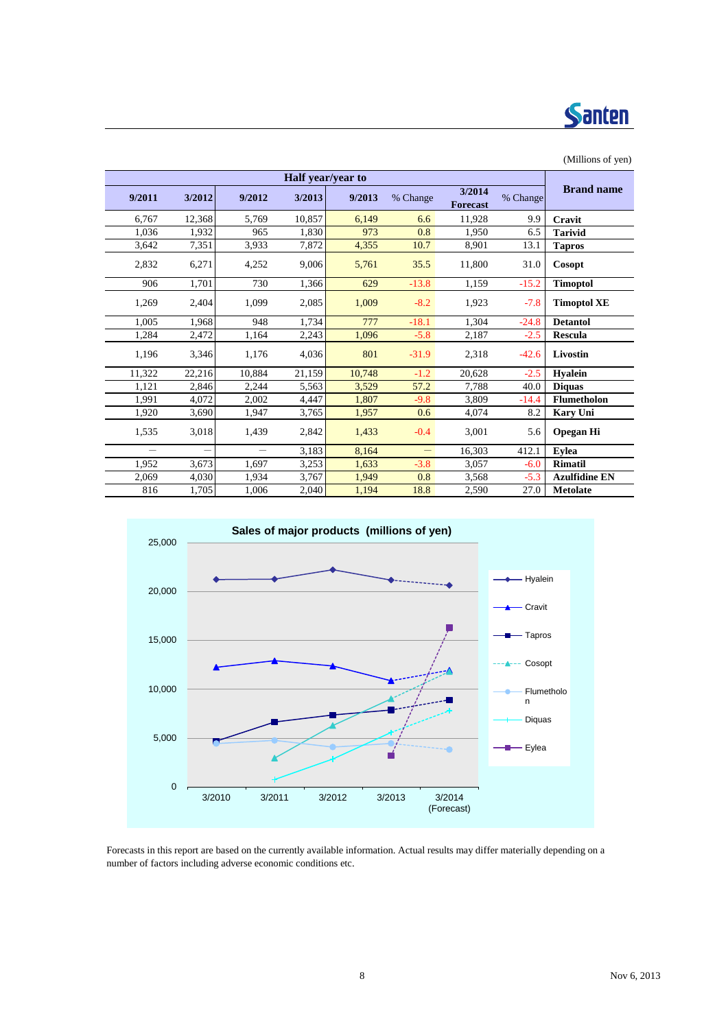(Millions of yen)

| Half year/year to | | | | | | | | Brand name |
|---|---|---|---|---|---|---|---|---|
| 9/2011 | 3/2012 | 9/2012 | 3/2013 | 9/2013 | % Change | 3/2014 Forecast | % Change | |
| 6,767 | 12,368 | 5,769 | 10,857 | 6,149 | 6.6 | 11,928 | 9.9 | **Cravit** |
| 1,036 | 1,932 | 965 | 1,830 | 973 | 0.8 | 1,950 | 6.5 | **Tarivid** |
| 3,642 | 7,351 | 3,933 | 7,872 | 4,355 | 10.7 | 8,901 | 13.1 | **Tapros** |
| 2,832 | 6,271 | 4,252 | 9,006 | 5,761 | 35.5 | 11,800 | 31.0 | **Cosopt** |
| 906 | 1,701 | 730 | 1,366 | 629 | -13.8 | 1,159 | -15.2 | **Timoptol** |
| 1,269 | 2,404 | 1,099 | 2,085 | 1,009 | -8.2 | 1,923 | -7.8 | **Timoptol XE** |
| 1,005 | 1,968 | 948 | 1,734 | 777 | -18.1 | 1,304 | -24.8 | **Detantol** |
| 1,284 | 2,472 | 1,164 | 2,243 | 1,096 | -5.8 | 2,187 | -2.5 | **Rescula** |
| 1,196 | 3,346 | 1,176 | 4,036 | 801 | -31.9 | 2,318 | -42.6 | **Livostin** |
| 11,322 | 22,216 | 10,884 | 21,159 | 10,748 | -1.2 | 20,628 | -2.5 | **Hyalein** |
| 1,121 | 2,846 | 2,244 | 5,563 | 3,529 | 57.2 | 7,788 | 40.0 | **Diquas** |
| 1,991 | 4,072 | 2,002 | 4,447 | 1,807 | -9.8 | 3,809 | -14.4 | **Flumetholon** |
| 1,920 | 3,690 | 1,947 | 3,765 | 1,957 | 0.6 | 4,074 | 8.2 | **Kary Uni** |
| 1,535 | 3,018 | 1,439 | 2,842 | 1,433 | -0.4 | 3,001 | 5.6 | **Opegan Hi** |
| — | — | — | 3,183 | 8,164 | — | 16,303 | 412.1 | **Eylea** |
| 1,952 | 3,673 | 1,697 | 3,253 | 1,633 | -3.8 | 3,057 | -6.0 | **Rimatil** |
| 2,069 | 4,030 | 1,934 | 3,767 | 1,949 | 0.8 | 3,568 | -5.3 | **Azulfidine EN** |
| 816 | 1,705 | 1,006 | 2,040 | 1,194 | 18.8 | 2,590 | 27.0 | **Metolate** |

**Sales of major products (millions of yen)**

Forecasts in this report are based on the currently available information. Actual results may differ materially depending on a number of factors including adverse economic conditions etc.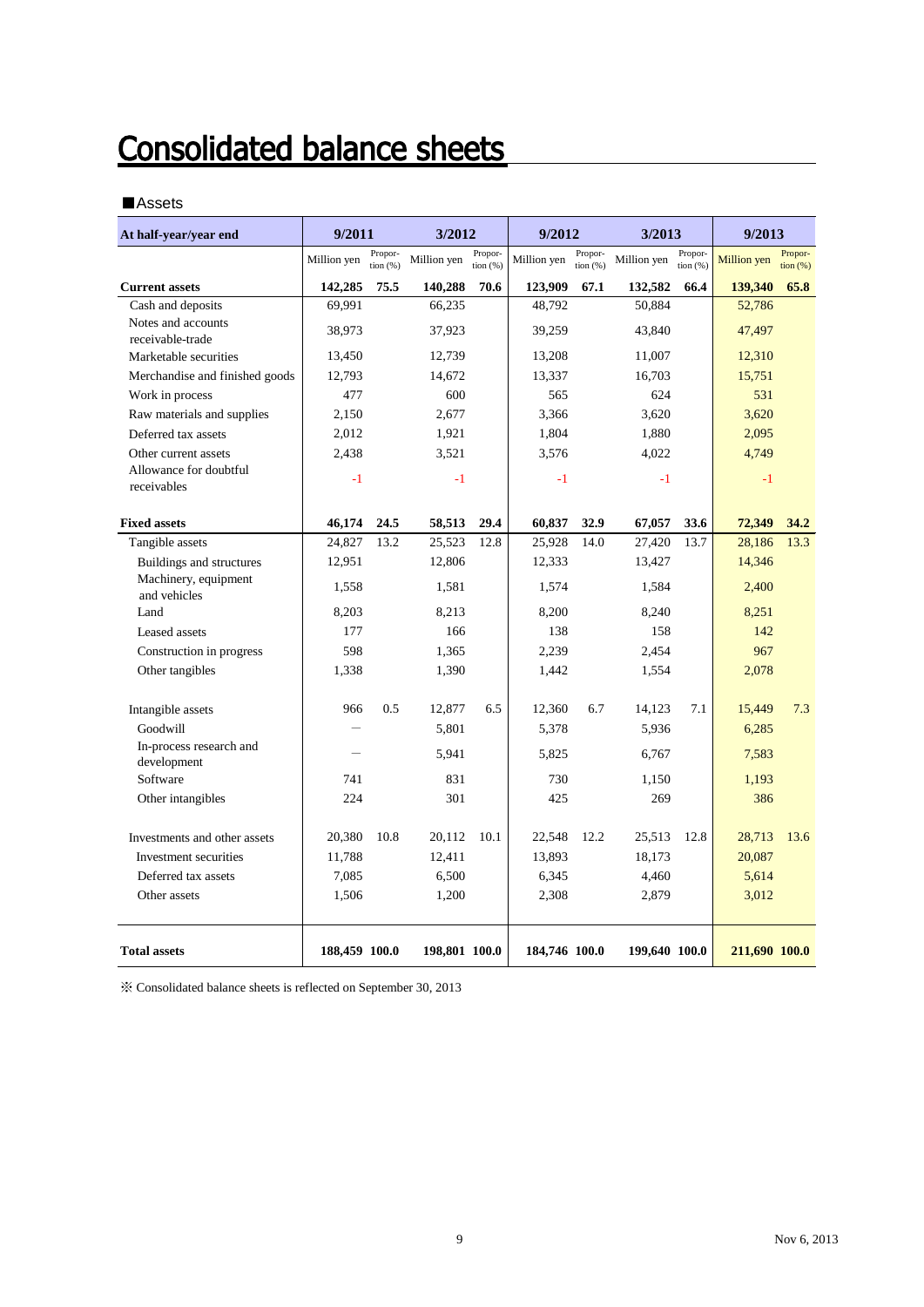# Consolidated balance sheets

■Assets

| At half-year/year end | 9/2011 | | 3/2012 | | 9/2012 | | 3/2013 | | 9/2013 | |
|---|---|---|---|---|---|---|---|---|---|---|
| | Million yen | Proportion (%) | Million yen | Proportion (%) | Million yen | Proportion (%) | Million yen | Proportion (%) | Million yen | Proportion (%) |
| **Current assets** | **142,285** | **75.5** | **140,288** | **70.6** | **123,909** | **67.1** | **132,582** | **66.4** | **139,340** | **65.8** |
| Cash and deposits | 69,991 | | 66,235 | | 48,792 | | 50,884 | | 52,786 | |
| Notes and accounts receivable-trade | 38,973 | | 37,923 | | 39,259 | | 43,840 | | 47,497 | |
| Marketable securities | 13,450 | | 12,739 | | 13,208 | | 11,007 | | 12,310 | |
| Merchandise and finished goods | 12,793 | | 14,672 | | 13,337 | | 16,703 | | 15,751 | |
| Work in process | 477 | | 600 | | 565 | | 624 | | 531 | |
| Raw materials and supplies | 2,150 | | 2,677 | | 3,366 | | 3,620 | | 3,620 | |
| Deferred tax assets | 2,012 | | 1,921 | | 1,804 | | 1,880 | | 2,095 | |
| Other current assets | 2,438 | | 3,521 | | 3,576 | | 4,022 | | 4,749 | |
| Allowance for doubtful receivables | -1 | | -1 | | -1 | | -1 | | -1 | |
| **Fixed assets** | **46,174** | **24.5** | **58,513** | **29.4** | **60,837** | **32.9** | **67,057** | **33.6** | **72,349** | **34.2** |
| Tangible assets | 24,827 | 13.2 | 25,523 | 12.8 | 25,928 | 14.0 | 27,420 | 13.7 | 28,186 | 13.3 |
| Buildings and structures | 12,951 | | 12,806 | | 12,333 | | 13,427 | | 14,346 | |
| Machinery, equipment and vehicles | 1,558 | | 1,581 | | 1,574 | | 1,584 | | 2,400 | |
| Land | 8,203 | | 8,213 | | 8,200 | | 8,240 | | 8,251 | |
| Leased assets | 177 | | 166 | | 138 | | 158 | | 142 | |
| Construction in progress | 598 | | 1,365 | | 2,239 | | 2,454 | | 967 | |
| Other tangibles | 1,338 | | 1,390 | | 1,442 | | 1,554 | | 2,078 | |
| Intangible assets | 966 | 0.5 | 12,877 | 6.5 | 12,360 | 6.7 | 14,123 | 7.1 | 15,449 | 7.3 |
| Goodwill | ― | | 5,801 | | 5,378 | | 5,936 | | 6,285 | |
| In-process research and development | ― | | 5,941 | | 5,825 | | 6,767 | | 7,583 | |
| Software | 741 | | 831 | | 730 | | 1,150 | | 1,193 | |
| Other intangibles | 224 | | 301 | | 425 | | 269 | | 386 | |
| Investments and other assets | 20,380 | 10.8 | 20,112 | 10.1 | 22,548 | 12.2 | 25,513 | 12.8 | 28,713 | 13.6 |
| Investment securities | 11,788 | | 12,411 | | 13,893 | | 18,173 | | 20,087 | |
| Deferred tax assets | 7,085 | | 6,500 | | 6,345 | | 4,460 | | 5,614 | |
| Other assets | 1,506 | | 1,200 | | 2,308 | | 2,879 | | 3,012 | |
| **Total assets** | **188,459** | **100.0** | **198,801** | **100.0** | **184,746** | **100.0** | **199,640** | **100.0** | **211,690** | **100.0** |

※ Consolidated balance sheets is reflected on September 30, 2013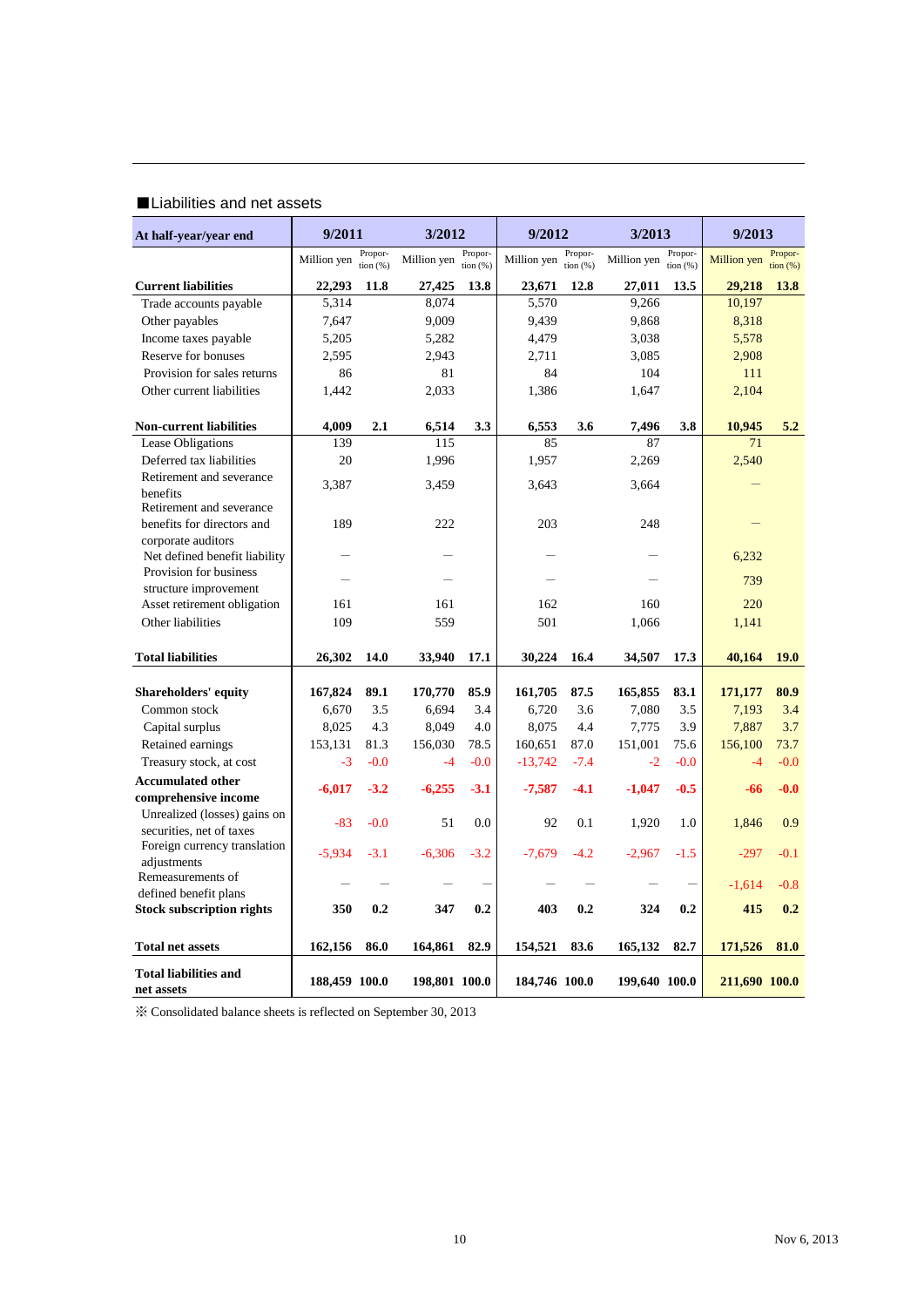■Liabilities and net assets

| At half-year/year end | 9/2011 | | 3/2012 | | 9/2012 | | 3/2013 | | 9/2013 | |
|---|---|---|---|---|---|---|---|---|---|---|
| | Million yen | Proportion (%) | Million yen | Proportion (%) | Million yen | Proportion (%) | Million yen | Proportion (%) | Million yen | Proportion (%) |
| **Current liabilities** | **22,293** | **11.8** | **27,425** | **13.8** | **23,671** | **12.8** | **27,011** | **13.5** | **29,218** | **13.8** |
| Trade accounts payable | 5,314 | | 8,074 | | 5,570 | | 9,266 | | 10,197 | |
| Other payables | 7,647 | | 9,009 | | 9,439 | | 9,868 | | 8,318 | |
| Income taxes payable | 5,205 | | 5,282 | | 4,479 | | 3,038 | | 5,578 | |
| Reserve for bonuses | 2,595 | | 2,943 | | 2,711 | | 3,085 | | 2,908 | |
| Provision for sales returns | 86 | | 81 | | 84 | | 104 | | 111 | |
| Other current liabilities | 1,442 | | 2,033 | | 1,386 | | 1,647 | | 2,104 | |
| **Non-current liabilities** | **4,009** | **2.1** | **6,514** | **3.3** | **6,553** | **3.6** | **7,496** | **3.8** | **10,945** | **5.2** |
| Lease Obligations | 139 | | 115 | | 85 | | 87 | | 71 | |
| Deferred tax liabilities | 20 | | 1,996 | | 1,957 | | 2,269 | | 2,540 | |
| Retirement and severance benefits | 3,387 | | 3,459 | | 3,643 | | 3,664 | | — | |
| Retirement and severance benefits for directors and corporate auditors | 189 | | 222 | | 203 | | 248 | | — | |
| Net defined benefit liability | — | | — | | — | | — | | 6,232 | |
| Provision for business structure improvement | — | | — | | — | | — | | 739 | |
| Asset retirement obligation | 161 | | 161 | | 162 | | 160 | | 220 | |
| Other liabilities | 109 | | 559 | | 501 | | 1,066 | | 1,141 | |
| **Total liabilities** | **26,302** | **14.0** | **33,940** | **17.1** | **30,224** | **16.4** | **34,507** | **17.3** | **40,164** | **19.0** |
| **Shareholders' equity** | **167,824** | **89.1** | **170,770** | **85.9** | **161,705** | **87.5** | **165,855** | **83.1** | **171,177** | **80.9** |
| Common stock | 6,670 | 3.5 | 6,694 | 3.4 | 6,720 | 3.6 | 7,080 | 3.5 | 7,193 | 3.4 |
| Capital surplus | 8,025 | 4.3 | 8,049 | 4.0 | 8,075 | 4.4 | 7,775 | 3.9 | 7,887 | 3.7 |
| Retained earnings | 153,131 | 81.3 | 156,030 | 78.5 | 160,651 | 87.0 | 151,001 | 75.6 | 156,100 | 73.7 |
| Treasury stock, at cost | -3 | -0.0 | -4 | -0.0 | -13,742 | -7.4 | -2 | -0.0 | -4 | -0.0 |
| **Accumulated other comprehensive income** | **-6,017** | **-3.2** | **-6,255** | **-3.1** | **-7,587** | **-4.1** | **-1,047** | **-0.5** | **-66** | **-0.0** |
| Unrealized (losses) gains on securities, net of taxes | -83 | -0.0 | 51 | 0.0 | 92 | 0.1 | 1,920 | 1.0 | 1,846 | 0.9 |
| Foreign currency translation adjustments | -5,934 | -3.1 | -6,306 | -3.2 | -7,679 | -4.2 | -2,967 | -1.5 | -297 | -0.1 |
| Remeasurements of defined benefit plans | — | — | — | — | — | — | — | — | -1,614 | -0.8 |
| **Stock subscription rights** | **350** | **0.2** | **347** | **0.2** | **403** | **0.2** | **324** | **0.2** | **415** | **0.2** |
| **Total net assets** | **162,156** | **86.0** | **164,861** | **82.9** | **154,521** | **83.6** | **165,132** | **82.7** | **171,526** | **81.0** |
| **Total liabilities and net assets** | **188,459** | **100.0** | **198,801** | **100.0** | **184,746** | **100.0** | **199,640** | **100.0** | **211,690** | **100.0** |

※ Consolidated balance sheets is reflected on September 30, 2013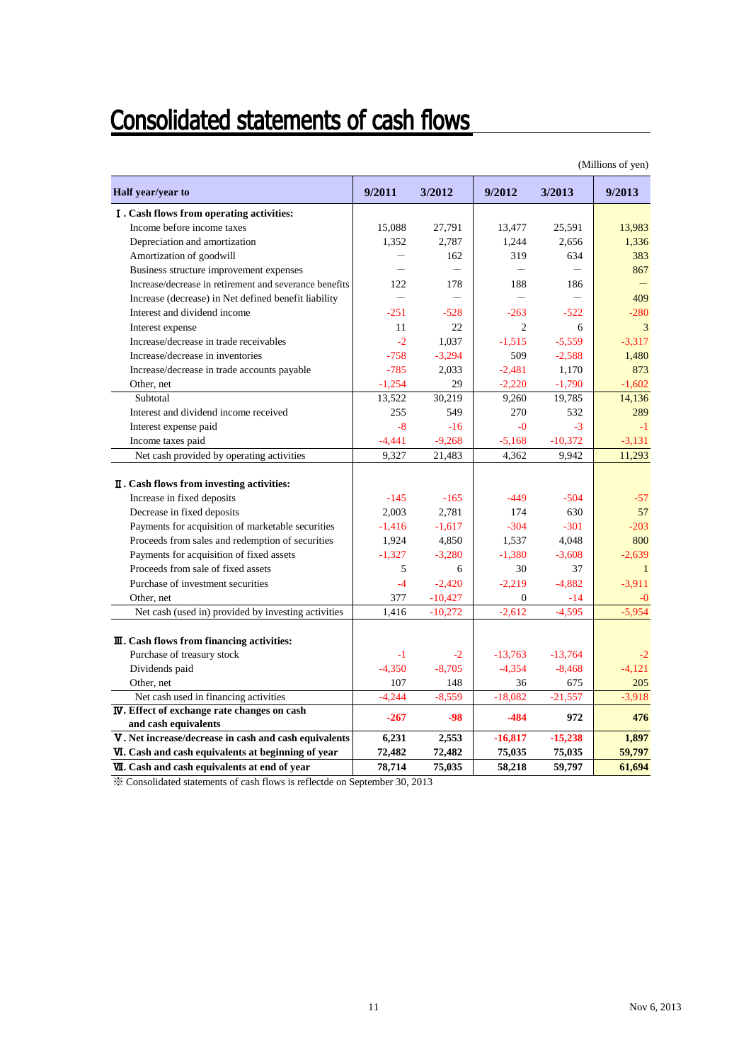# Consolidated statements of cash flows

(Millions of yen)

| Half year/year to | 9/2011 | 3/2012 | 9/2012 | 3/2013 | 9/2013 |
|---|---|---|---|---|---|
| **Ⅰ. Cash flows from operating activities:** | | | | | |
| Income before income taxes | 15,088 | 27,791 | 13,477 | 25,591 | 13,983 |
| Depreciation and amortization | 1,352 | 2,787 | 1,244 | 2,656 | 1,336 |
| Amortization of goodwill | ― | 162 | 319 | 634 | 383 |
| Business structure improvement expenses | ― | ― | ― | ― | 867 |
| Increase/decrease in retirement and severance benefits | 122 | 178 | 188 | 186 | ― |
| Increase (decrease) in Net defined benefit liability | ― | ― | ― | ― | 409 |
| Interest and dividend income | -251 | -528 | -263 | -522 | -280 |
| Interest expense | 11 | 22 | 2 | 6 | 3 |
| Increase/decrease in trade receivables | -2 | 1,037 | -1,515 | -5,559 | -3,317 |
| Increase/decrease in inventories | -758 | -3,294 | 509 | -2,588 | 1,480 |
| Increase/decrease in trade accounts payable | -785 | 2,033 | -2,481 | 1,170 | 873 |
| Other, net | -1,254 | 29 | -2,220 | -1,790 | -1,602 |
| Subtotal | 13,522 | 30,219 | 9,260 | 19,785 | 14,136 |
| Interest and dividend income received | 255 | 549 | 270 | 532 | 289 |
| Interest expense paid | -8 | -16 | -0 | -3 | -1 |
| Income taxes paid | -4,441 | -9,268 | -5,168 | -10,372 | -3,131 |
| Net cash provided by operating activities | 9,327 | 21,483 | 4,362 | 9,942 | 11,293 |
| **Ⅱ. Cash flows from investing activities:** | | | | | |
| Increase in fixed deposits | -145 | -165 | -449 | -504 | -57 |
| Decrease in fixed deposits | 2,003 | 2,781 | 174 | 630 | 57 |
| Payments for acquisition of marketable securities | -1,416 | -1,617 | -304 | -301 | -203 |
| Proceeds from sales and redemption of securities | 1,924 | 4,850 | 1,537 | 4,048 | 800 |
| Payments for acquisition of fixed assets | -1,327 | -3,280 | -1,380 | -3,608 | -2,639 |
| Proceeds from sale of fixed assets | 5 | 6 | 30 | 37 | 1 |
| Purchase of investment securities | -4 | -2,420 | -2,219 | -4,882 | -3,911 |
| Other, net | 377 | -10,427 | 0 | -14 | -0 |
| Net cash (used in) provided by investing activities | 1,416 | -10,272 | -2,612 | -4,595 | -5,954 |
| **Ⅲ. Cash flows from financing activities:** | | | | | |
| Purchase of treasury stock | -1 | -2 | -13,763 | -13,764 | -2 |
| Dividends paid | -4,350 | -8,705 | -4,354 | -8,468 | -4,121 |
| Other, net | 107 | 148 | 36 | 675 | 205 |
| Net cash used in financing activities | -4,244 | -8,559 | -18,082 | -21,557 | -3,918 |
| **Ⅳ. Effect of exchange rate changes on cash and cash equivalents** | **-267** | **-98** | **-484** | **972** | **476** |
| **Ⅴ. Net increase/decrease in cash and cash equivalents** | **6,231** | **2,553** | **-16,817** | **-15,238** | **1,897** |
| **Ⅵ. Cash and cash equivalents at beginning of year** | **72,482** | **72,482** | **75,035** | **75,035** | **59,797** |
| **Ⅶ. Cash and cash equivalents at end of year** | **78,714** | **75,035** | **58,218** | **59,797** | **61,694** |

※ Consolidated statements of cash flows is reflectde on September 30, 2013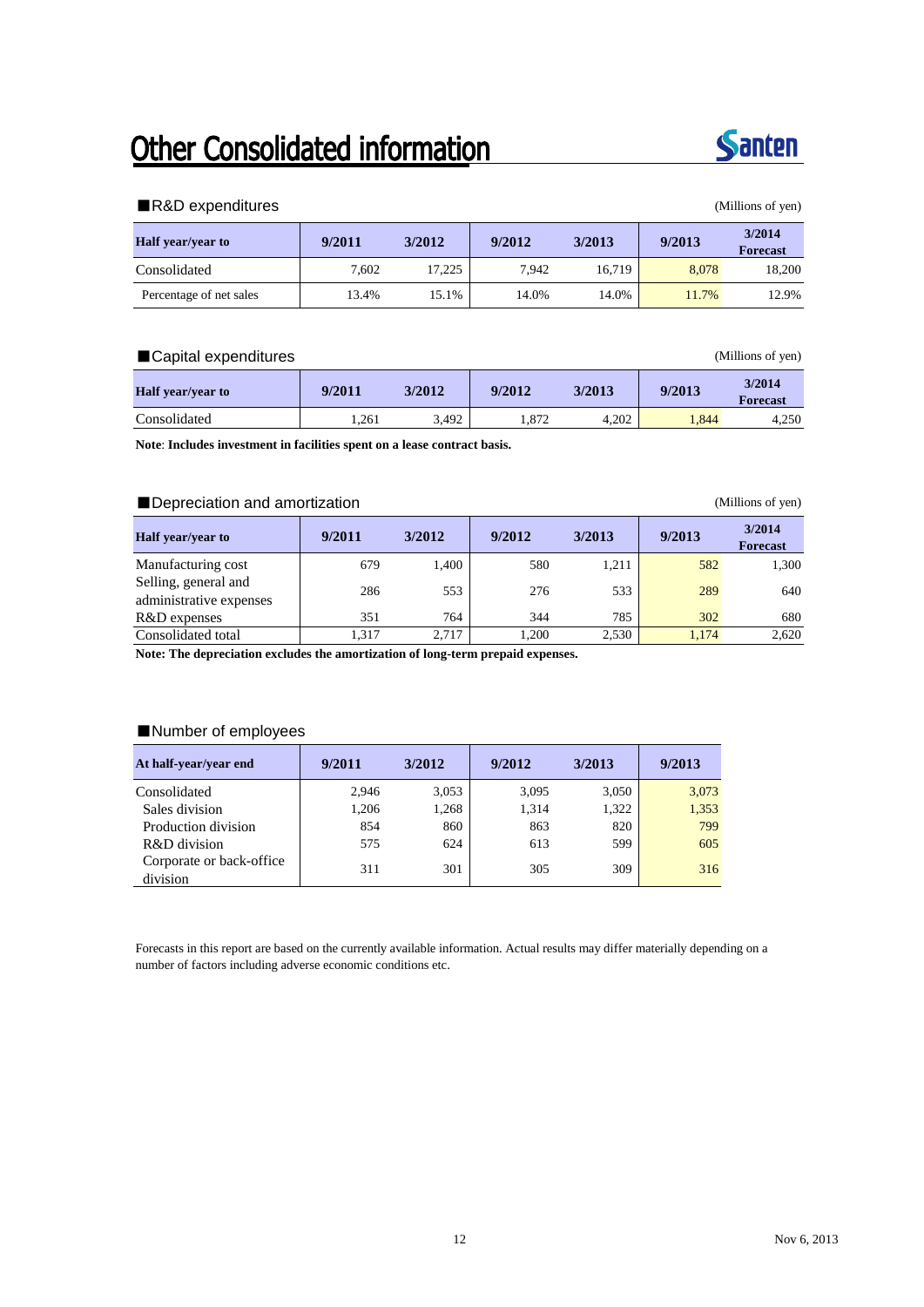# Other Consolidated information

■R&D expenditures

(Millions of yen)

| Half year/year to | 9/2011 | 3/2012 | 9/2012 | 3/2013 | 9/2013 | 3/2014 Forecast |
|---|---|---|---|---|---|---|
| Consolidated | 7,602 | 17,225 | 7,942 | 16,719 | 8,078 | 18,200 |
| Percentage of net sales | 13.4% | 15.1% | 14.0% | 14.0% | 11.7% | 12.9% |

■Capital expenditures

(Millions of yen)

| Half year/year to | 9/2011 | 3/2012 | 9/2012 | 3/2013 | 9/2013 | 3/2014 Forecast |
|---|---|---|---|---|---|---|
| Consolidated | 1,261 | 3,492 | 1,872 | 4,202 | 1,844 | 4,250 |

**Note: Includes investment in facilities spent on a lease contract basis.**

■Depreciation and amortization

(Millions of yen)

| Half year/year to | 9/2011 | 3/2012 | 9/2012 | 3/2013 | 9/2013 | 3/2014 Forecast |
|---|---|---|---|---|---|---|
| Manufacturing cost | 679 | 1,400 | 580 | 1,211 | 582 | 1,300 |
| Selling, general and administrative expenses | 286 | 553 | 276 | 533 | 289 | 640 |
| R&D expenses | 351 | 764 | 344 | 785 | 302 | 680 |
| Consolidated total | 1,317 | 2,717 | 1,200 | 2,530 | 1,174 | 2,620 |

**Note: The depreciation excludes the amortization of long-term prepaid expenses.**

■Number of employees

| At half-year/year end | 9/2011 | 3/2012 | 9/2012 | 3/2013 | 9/2013 |
|---|---|---|---|---|---|
| Consolidated | 2,946 | 3,053 | 3,095 | 3,050 | 3,073 |
| Sales division | 1,206 | 1,268 | 1,314 | 1,322 | 1,353 |
| Production division | 854 | 860 | 863 | 820 | 799 |
| R&D division | 575 | 624 | 613 | 599 | 605 |
| Corporate or back-office division | 311 | 301 | 305 | 309 | 316 |

Forecasts in this report are based on the currently available information. Actual results may differ materially depending on a number of factors including adverse economic conditions etc.

Nov 6, 2013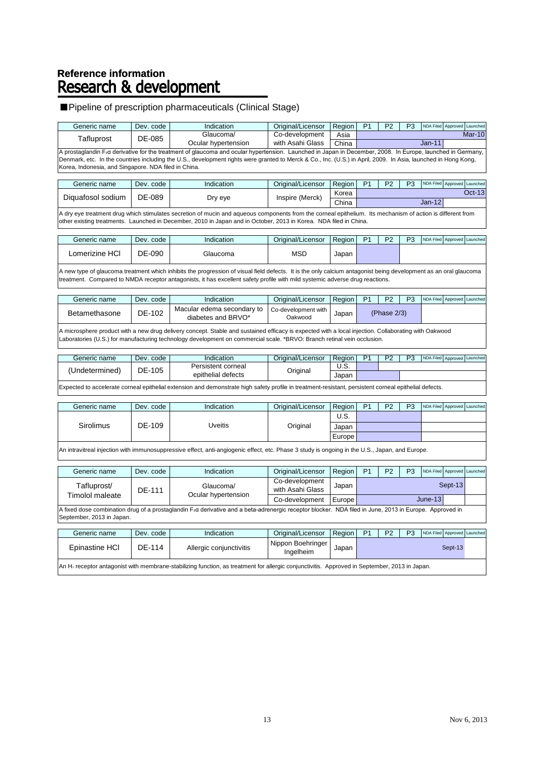## Reference information

# Research & development

### ■Pipeline of prescription pharmaceuticals (Clinical Stage)

| Generic name | Dev. code | Indication | Original/Licensor | Region | P1 | P2 | P3 | NDA Filed | Approved | Launched |
|---|---|---|---|---|---|---|---|---|---|---|
| Tafluprost | DE-085 | Glaucoma/ Ocular hypertension | Co-development with Asahi Glass | Asia | | | | | | Mar-10 |
| | | | | China | | | | Jan-11 | | |

A prostaglandin $F_2\alpha$ derivative for the treatment of glaucoma and ocular hypertension. Launched in Japan in December, 2008. In Europe, launched in Germany, Denmark, etc. In the countries including the U.S., development rights were granted to Merck & Co., Inc. (U.S.) in April, 2009. In Asia, launched in Hong Kong, Korea, Indonesia, and Singapore. NDA filed in China.

| Generic name | Dev. code | Indication | Original/Licensor | Region | P1 | P2 | P3 | NDA Filed | Approved | Launched |
|---|---|---|---|---|---|---|---|---|---|---|
| Diquafosol sodium | DE-089 | Dry eye | Inspire (Merck) | Korea | | | | | | Oct-13 |
| | | | | China | | | | Jan-12 | | |

A dry eye treatment drug which stimulates secretion of mucin and aqueous components from the corneal epithelium. Its mechanism of action is different from other existing treatments. Launched in December, 2010 in Japan and in October, 2013 in Korea. NDA filed in China.

| Generic name | Dev. code | Indication | Original/Licensor | Region | P1 | P2 | P3 | NDA Filed | Approved | Launched |
|---|---|---|---|---|---|---|---|---|---|---|
| Lomerizine HCl | DE-090 | Glaucoma | MSD | Japan | | | | | | |

A new type of glaucoma treatment which inhibits the progression of visual field defects. It is the only calcium antagonist being development as an oral glaucoma treatment. Compared to NMDA receptor antagonists, it has excellent safety profile with mild systemic adverse drug reactions.

| Generic name | Dev. code | Indication | Original/Licensor | Region | P1 | P2 | P3 | NDA Filed | Approved | Launched |
|---|---|---|---|---|---|---|---|---|---|---|
| Betamethasone | DE-102 | Macular edema secondary to diabetes and BRVO* | Co-development with Oakwood | Japan | | (Phase 2/3) | | | | |

A microsphere product with a new drug delivery concept. Stable and sustained efficacy is expected with a local injection. Collaborating with Oakwood Laboratories (U.S.) for manufacturing technology development on commercial scale. *BRVO: Branch retinal vein occlusion.

| Generic name | Dev. code | Indication | Original/Licensor | Region | P1 | P2 | P3 | NDA Filed | Approved | Launched |
|---|---|---|---|---|---|---|---|---|---|---|
| (Undetermined) | DE-105 | Persistent corneal epithelial defects | Original | U.S. | | | | | | |
| | | | | Japan | | | | | | |

Expected to accelerate corneal epithelial extension and demonstrate high safety profile in treatment-resistant, persistent corneal epithelial defects.

| Generic name | Dev. code | Indication | Original/Licensor | Region | P1 | P2 | P3 | NDA Filed | Approved | Launched |
|---|---|---|---|---|---|---|---|---|---|---|
| Sirolimus | DE-109 | Uveitis | Original | U.S. | | | | | | |
| | | | | Japan | | | | | | |
| | | | | Europe | | | | | | |

An intravitreal injection with immunosuppressive effect, anti-angiogenic effect, etc. Phase 3 study is ongoing in the U.S., Japan, and Europe.

| Generic name | Dev. code | Indication | Original/Licensor | Region | P1 | P2 | P3 | NDA Filed | Approved | Launched |
|---|---|---|---|---|---|---|---|---|---|---|
| Tafluprost/ Timolol maleate | DE-111 | Glaucoma/ Ocular hypertension | Co-development with Asahi Glass | Japan | | | | | Sept-13 | |
| | | | Co-development | Europe | | | | June-13 | | |

A fixed dose combination drug of a prostaglandin $F_2\alpha$ derivative and a beta-adrenergic receptor blocker. NDA filed in June, 2013 in Europe. Approved in September, 2013 in Japan.

| Generic name | Dev. code | Indication | Original/Licensor | Region | P1 | P2 | P3 | NDA Filed | Approved | Launched |
|---|---|---|---|---|---|---|---|---|---|---|
| Epinastine HCl | DE-114 | Allergic conjunctivitis | Nippon Boehringer Ingelheim | Japan | | | | | Sept-13 | |

An $H_1$ receptor antagonist with membrane-stabilizing function, as treatment for allergic conjunctivitis. Approved in September, 2013 in Japan.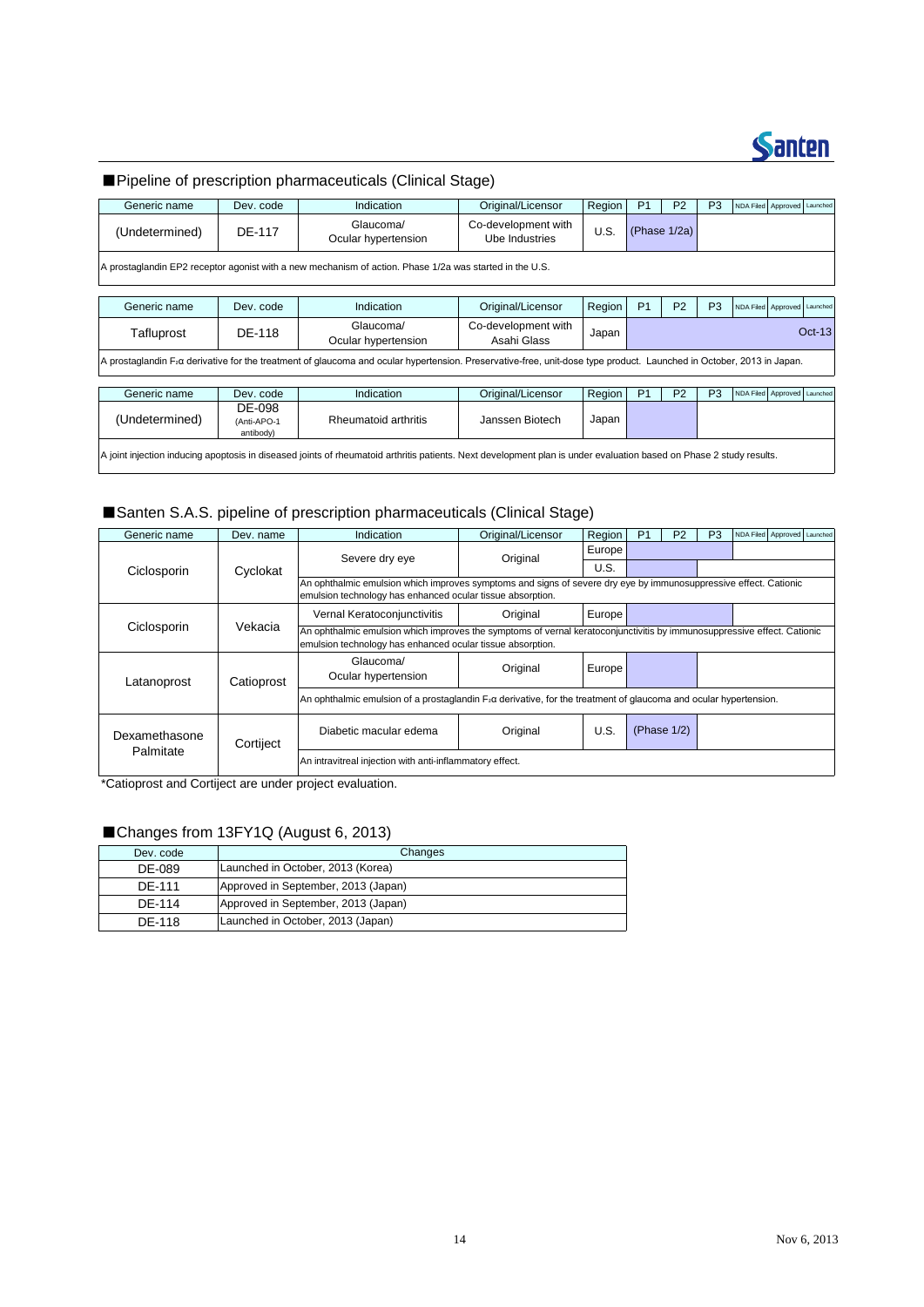## ■Pipeline of prescription pharmaceuticals (Clinical Stage)

| Generic name | Dev. code | Indication | Original/Licensor | Region | P1 | P2 | P3 | NDA Filed | Approved | Launched |
|---|---|---|---|---|---|---|---|---|---|---|
| (Undetermined) | DE-117 | Glaucoma/ Ocular hypertension | Co-development with Ube Industries | U.S. | (Phase 1/2a) | | | | | |

A prostaglandin EP2 receptor agonist with a new mechanism of action. Phase 1/2a was started in the U.S.

| Generic name | Dev. code | Indication | Original/Licensor | Region | P1 | P2 | P3 | NDA Filed | Approved | Launched |
|---|---|---|---|---|---|---|---|---|---|---|
| Tafluprost | DE-118 | Glaucoma/ Ocular hypertension | Co-development with Asahi Glass | Japan | | | | | | Oct-13 |

A prostaglandin $F_2\alpha$ derivative for the treatment of glaucoma and ocular hypertension. Preservative-free, unit-dose type product. Launched in October, 2013 in Japan.

| Generic name | Dev. code | Indication | Original/Licensor | Region | P1 | P2 | P3 | NDA Filed | Approved | Launched |
|---|---|---|---|---|---|---|---|---|---|---|
| (Undetermined) | DE-098 (Anti-APO-1 antibody) | Rheumatoid arthritis | Janssen Biotech | Japan | | | | | | |

A joint injection inducing apoptosis in diseased joints of rheumatoid arthritis patients. Next development plan is under evaluation based on Phase 2 study results.

## ■Santen S.A.S. pipeline of prescription pharmaceuticals (Clinical Stage)

| Generic name | Dev. name | Indication | Original/Licensor | Region | P1 | P2 | P3 | NDA Filed | Approved | Launched |
|---|---|---|---|---|---|---|---|---|---|---|
| Ciclosporin | Cyclokat | Severe dry eye | Original | Europe | | | | | | |
| | | | | U.S. | | | | | | |
| | | An ophthalmic emulsion which improves symptoms and signs of severe dry eye by immunosuppressive effect. Cationic emulsion technology has enhanced ocular tissue absorption. | | | | | | | | |
| Ciclosporin | Vekacia | Vernal Keratoconjunctivitis | Original | Europe | | | | | | |
| | | An ophthalmic emulsion which improves the symptoms of vernal keratoconjunctivitis by immunosuppressive effect. Cationic emulsion technology has enhanced ocular tissue absorption. | | | | | | | | |
| Latanoprost | Catioprost | Glaucoma/ Ocular hypertension | Original | Europe | | | | | | |
| | | An ophthalmic emulsion of a prostaglandin $F_2\alpha$ derivative, for the treatment of glaucoma and ocular hypertension. | | | | | | | | |
| Dexamethasone Palmitate | Cortiject | Diabetic macular edema | Original | U.S. | (Phase 1/2) | | | | | |
| | | An intravitreal injection with anti-inflammatory effect. | | | | | | | | |

*Catioprost and Cortiject are under project evaluation.

## ■Changes from 13FY1Q (August 6, 2013)

| Dev. code | Changes |
|---|---|
| DE-089 | Launched in October, 2013 (Korea) |
| DE-111 | Approved in September, 2013 (Japan) |
| DE-114 | Approved in September, 2013 (Japan) |
| DE-118 | Launched in October, 2013 (Japan) |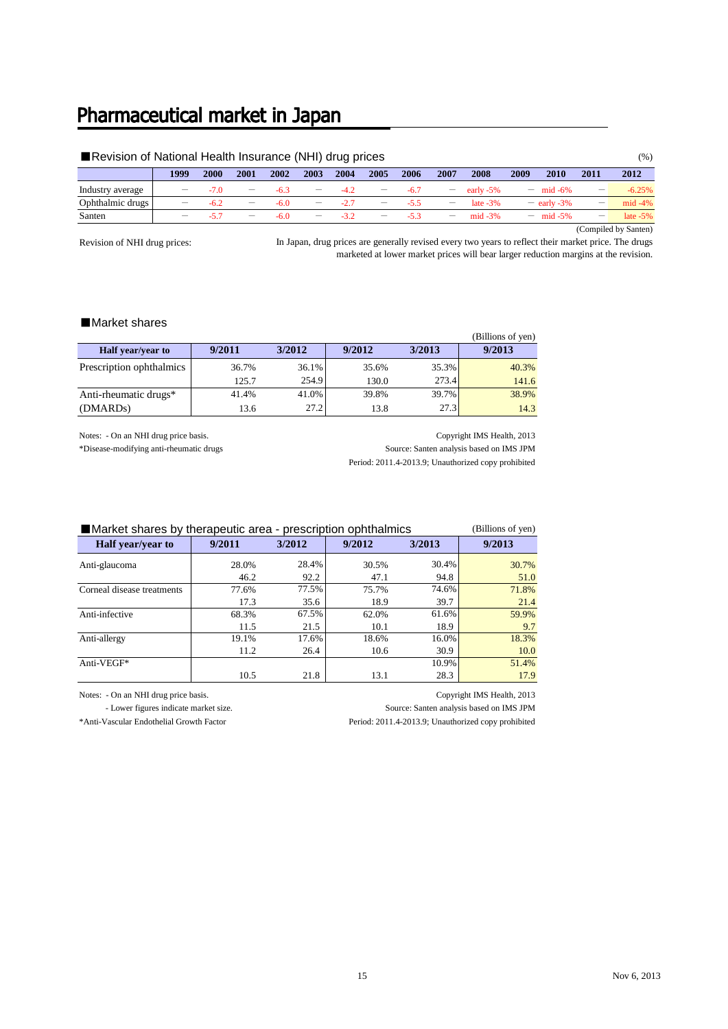# Pharmaceutical market in Japan

## ■Revision of National Health Insurance (NHI) drug prices

(%)

| | 1999 | 2000 | 2001 | 2002 | 2003 | 2004 | 2005 | 2006 | 2007 | 2008 | 2009 | 2010 | 2011 | 2012 |
|---|---|---|---|---|---|---|---|---|---|---|---|---|---|---|
| Industry average | − | -7.0 | − | -6.3 | − | -4.2 | − | -6.7 | − | early -5% | − | mid -6% | − | -6.25% |
| Ophthalmic drugs | − | -6.2 | − | -6.0 | − | -2.7 | − | -5.5 | − | late -3% | − | early -3% | − | mid -4% |
| Santen | − | -5.7 | − | -6.0 | − | -3.2 | − | -5.3 | − | mid -3% | − | mid -5% | − | late -5% |

(Compiled by Santen)

Revision of NHI drug prices: In Japan, drug prices are generally revised every two years to reflect their market price. The drugs marketed at lower market prices will bear larger reduction margins at the revision.

## ■Market shares

(Billions of yen)

| Half year/year to | 9/2011 | 3/2012 | 9/2012 | 3/2013 | 9/2013 |
|---|---|---|---|---|---|
| Prescription ophthalmics | 36.7% | 36.1% | 35.6% | 35.3% | 40.3% |
| | 125.7 | 254.9 | 130.0 | 273.4 | 141.6 |
| Anti-rheumatic drugs* | 41.4% | 41.0% | 39.8% | 39.7% | 38.9% |
| (DMARDs) | 13.6 | 27.2 | 13.8 | 27.3 | 14.3 |

Notes: - On an NHI drug price basis.
*Disease-modifying anti-rheumatic drugs

Copyright IMS Health, 2013
Source: Santen analysis based on IMS JPM
Period: 2011.4-2013.9; Unauthorized copy prohibited

## ■Market shares by therapeutic area - prescription ophthalmics

(Billions of yen)

| Half year/year to | 9/2011 | 3/2012 | 9/2012 | 3/2013 | 9/2013 |
|---|---|---|---|---|---|
| Anti-glaucoma | 28.0% | 28.4% | 30.5% | 30.4% | 30.7% |
| | 46.2 | 92.2 | 47.1 | 94.8 | 51.0 |
| Corneal disease treatments | 77.6% | 77.5% | 75.7% | 74.6% | 71.8% |
| | 17.3 | 35.6 | 18.9 | 39.7 | 21.4 |
| Anti-infective | 68.3% | 67.5% | 62.0% | 61.6% | 59.9% |
| | 11.5 | 21.5 | 10.1 | 18.9 | 9.7 |
| Anti-allergy | 19.1% | 17.6% | 18.6% | 16.0% | 18.3% |
| | 11.2 | 26.4 | 10.6 | 30.9 | 10.0 |
| Anti-VEGF* | | | | 10.9% | 51.4% |
| | 10.5 | 21.8 | 13.1 | 28.3 | 17.9 |

Notes: - On an NHI drug price basis.
- Lower figures indicate market size.
*Anti-Vascular Endothelial Growth Factor

Copyright IMS Health, 2013
Source: Santen analysis based on IMS JPM
Period: 2011.4-2013.9; Unauthorized copy prohibited

Nov 6, 2013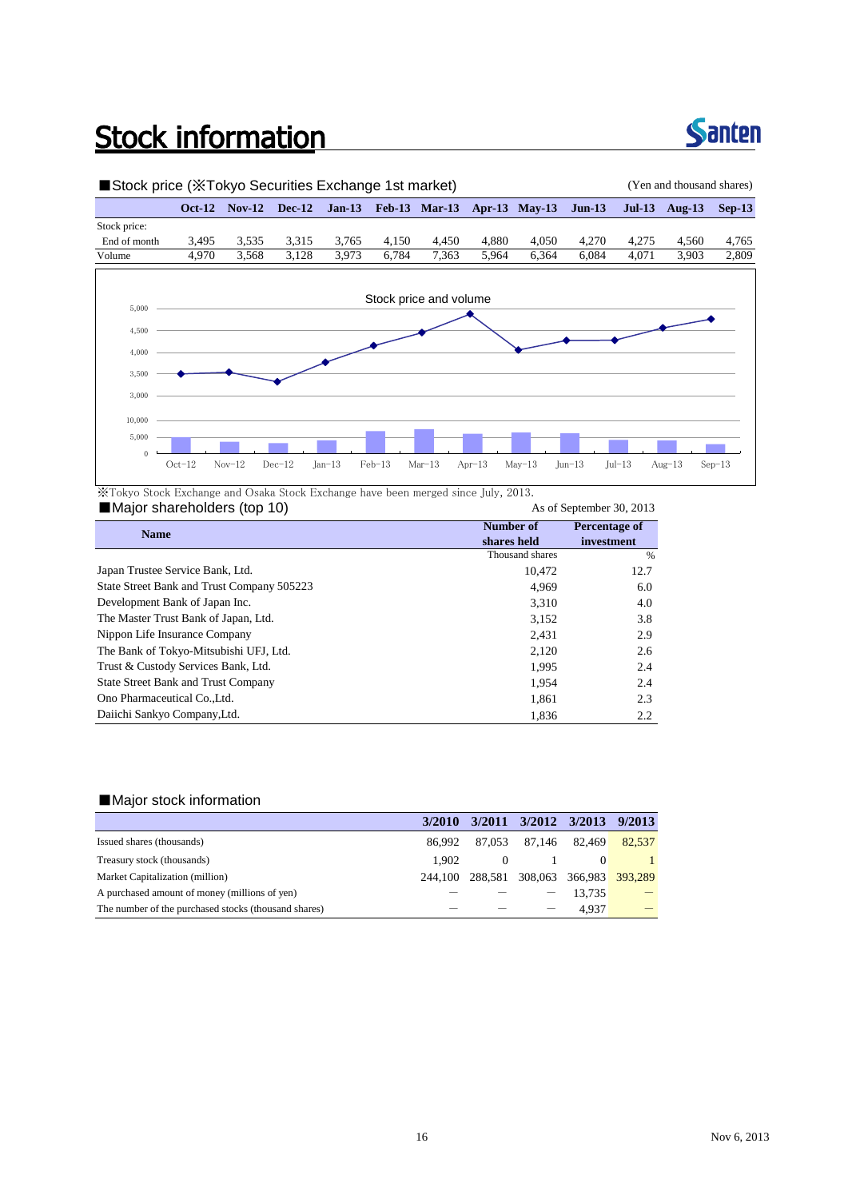# Stock information

■Stock price (※Tokyo Securities Exchange 1st market)

(Yen and thousand shares)

| | Oct-12 | Nov-12 | Dec-12 | Jan-13 | Feb-13 | Mar-13 | Apr-13 | May-13 | Jun-13 | Jul-13 | Aug-13 | Sep-13 |
|---|---|---|---|---|---|---|---|---|---|---|---|---|
| Stock price: | | | | | | | | | | | | |
| End of month | 3,495 | 3,535 | 3,315 | 3,765 | 4,150 | 4,450 | 4,880 | 4,050 | 4,270 | 4,275 | 4,560 | 4,765 |
| Volume | 4,970 | 3,568 | 3,128 | 3,973 | 6,784 | 7,363 | 5,964 | 6,364 | 6,084 | 4,071 | 3,903 | 2,809 |

Stock price and volume

※Tokyo Stock Exchange and Osaka Stock Exchange have been merged since July, 2013.

■Major shareholders (top 10)

As of September 30, 2013

| Name | Number of shares held | Percentage of investment |
|---|---|---|
| | Thousand shares | % |
| Japan Trustee Service Bank, Ltd. | 10,472 | 12.7 |
| State Street Bank and Trust Company 505223 | 4,969 | 6.0 |
| Development Bank of Japan Inc. | 3,310 | 4.0 |
| The Master Trust Bank of Japan, Ltd. | 3,152 | 3.8 |
| Nippon Life Insurance Company | 2,431 | 2.9 |
| The Bank of Tokyo-Mitsubishi UFJ, Ltd. | 2,120 | 2.6 |
| Trust & Custody Services Bank, Ltd. | 1,995 | 2.4 |
| State Street Bank and Trust Company | 1,954 | 2.4 |
| Ono Pharmaceutical Co.,Ltd. | 1,861 | 2.3 |
| Daiichi Sankyo Company,Ltd. | 1,836 | 2.2 |

■Major stock information

| | 3/2010 | 3/2011 | 3/2012 | 3/2013 | 9/2013 |
|---|---|---|---|---|---|
| Issued shares (thousands) | 86,992 | 87,053 | 87,146 | 82,469 | 82,537 |
| Treasury stock (thousands) | 1,902 | 0 | 1 | 0 | 1 |
| Market Capitalization (million) | 244,100 | 288,581 | 308,063 | 366,983 | 393,289 |
| A purchased amount of money (millions of yen) | ― | ― | ― | 13,735 | ― |
| The number of the purchased stocks (thousand shares) | ― | ― | ― | 4,937 | ― |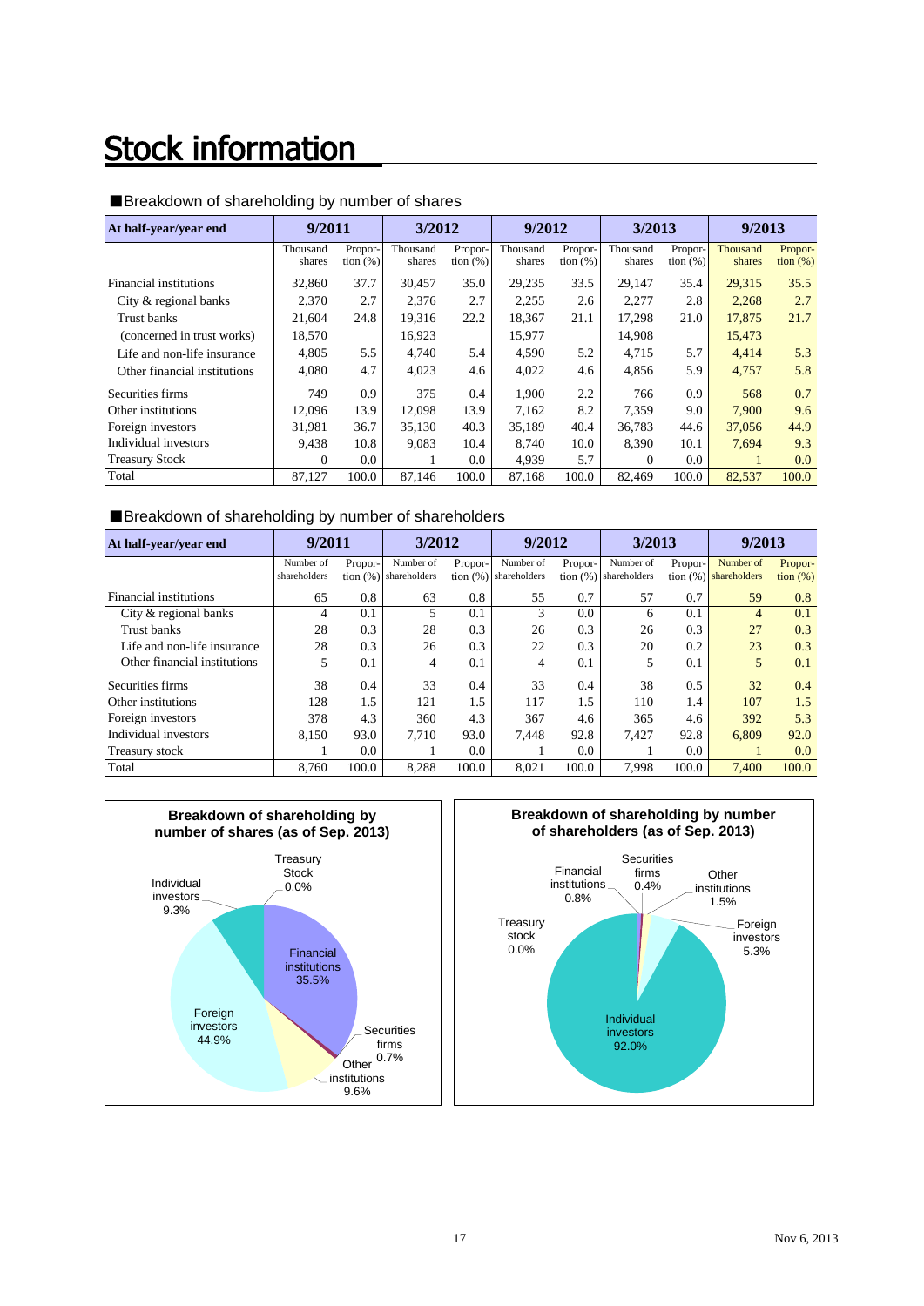# Stock information

■Breakdown of shareholding by number of shares

| At half-year/year end | 9/2011 | | 3/2012 | | 9/2012 | | 3/2013 | | 9/2013 | |
|---|---|---|---|---|---|---|---|---|---|---|
| | Thousand shares | Proportion (%) | Thousand shares | Proportion (%) | Thousand shares | Proportion (%) | Thousand shares | Proportion (%) | Thousand shares | Proportion (%) |
| Financial institutions | 32,860 | 37.7 | 30,457 | 35.0 | 29,235 | 33.5 | 29,147 | 35.4 | 29,315 | 35.5 |
| City & regional banks | 2,370 | 2.7 | 2,376 | 2.7 | 2,255 | 2.6 | 2,277 | 2.8 | 2,268 | 2.7 |
| Trust banks | 21,604 | 24.8 | 19,316 | 22.2 | 18,367 | 21.1 | 17,298 | 21.0 | 17,875 | 21.7 |
| (concerned in trust works) | 18,570 | | 16,923 | | 15,977 | | 14,908 | | 15,473 | |
| Life and non-life insurance | 4,805 | 5.5 | 4,740 | 5.4 | 4,590 | 5.2 | 4,715 | 5.7 | 4,414 | 5.3 |
| Other financial institutions | 4,080 | 4.7 | 4,023 | 4.6 | 4,022 | 4.6 | 4,856 | 5.9 | 4,757 | 5.8 |
| Securities firms | 749 | 0.9 | 375 | 0.4 | 1,900 | 2.2 | 766 | 0.9 | 568 | 0.7 |
| Other institutions | 12,096 | 13.9 | 12,098 | 13.9 | 7,162 | 8.2 | 7,359 | 9.0 | 7,900 | 9.6 |
| Foreign investors | 31,981 | 36.7 | 35,130 | 40.3 | 35,189 | 40.4 | 36,783 | 44.6 | 37,056 | 44.9 |
| Individual investors | 9,438 | 10.8 | 9,083 | 10.4 | 8,740 | 10.0 | 8,390 | 10.1 | 7,694 | 9.3 |
| Treasury Stock | 0 | 0.0 | 1 | 0.0 | 4,939 | 5.7 | 0 | 0.0 | 1 | 0.0 |
| Total | 87,127 | 100.0 | 87,146 | 100.0 | 87,168 | 100.0 | 82,469 | 100.0 | 82,537 | 100.0 |

■Breakdown of shareholding by number of shareholders

| At half-year/year end | 9/2011 | | 3/2012 | | 9/2012 | | 3/2013 | | 9/2013 | |
|---|---|---|---|---|---|---|---|---|---|---|
| | Number of shareholders | Proportion (%) | Number of shareholders | Proportion (%) | Number of shareholders | Proportion (%) | Number of shareholders | Proportion (%) | Number of shareholders | Proportion (%) |
| Financial institutions | 65 | 0.8 | 63 | 0.8 | 55 | 0.7 | 57 | 0.7 | 59 | 0.8 |
| City & regional banks | 4 | 0.1 | 5 | 0.1 | 3 | 0.0 | 6 | 0.1 | 4 | 0.1 |
| Trust banks | 28 | 0.3 | 28 | 0.3 | 26 | 0.3 | 26 | 0.3 | 27 | 0.3 |
| Life and non-life insurance | 28 | 0.3 | 26 | 0.3 | 22 | 0.3 | 20 | 0.2 | 23 | 0.3 |
| Other financial institutions | 5 | 0.1 | 4 | 0.1 | 4 | 0.1 | 5 | 0.1 | 5 | 0.1 |
| Securities firms | 38 | 0.4 | 33 | 0.4 | 33 | 0.4 | 38 | 0.5 | 32 | 0.4 |
| Other institutions | 128 | 1.5 | 121 | 1.5 | 117 | 1.5 | 110 | 1.4 | 107 | 1.5 |
| Foreign investors | 378 | 4.3 | 360 | 4.3 | 367 | 4.6 | 365 | 4.6 | 392 | 5.3 |
| Individual investors | 8,150 | 93.0 | 7,710 | 93.0 | 7,448 | 92.8 | 7,427 | 92.8 | 6,809 | 92.0 |
| Treasury stock | 1 | 0.0 | 1 | 0.0 | 1 | 0.0 | 1 | 0.0 | 1 | 0.0 |
| Total | 8,760 | 100.0 | 8,288 | 100.0 | 8,021 | 100.0 | 7,998 | 100.0 | 7,400 | 100.0 |

**Breakdown of shareholding by number of shares (as of Sep. 2013)**

- Financial institutions 35.5%
- Securities firms 0.7%
- Other institutions 9.6%
- Foreign investors 44.9%
- Individual investors 9.3%
- Treasury Stock 0.0%

**Breakdown of shareholding by number of shareholders (as of Sep. 2013)**

- Financial institutions 0.8%
- Securities firms 0.4%
- Other institutions 1.5%
- Foreign investors 5.3%
- Individual investors 92.0%
- Treasury stock 0.0%

Nov 6, 2013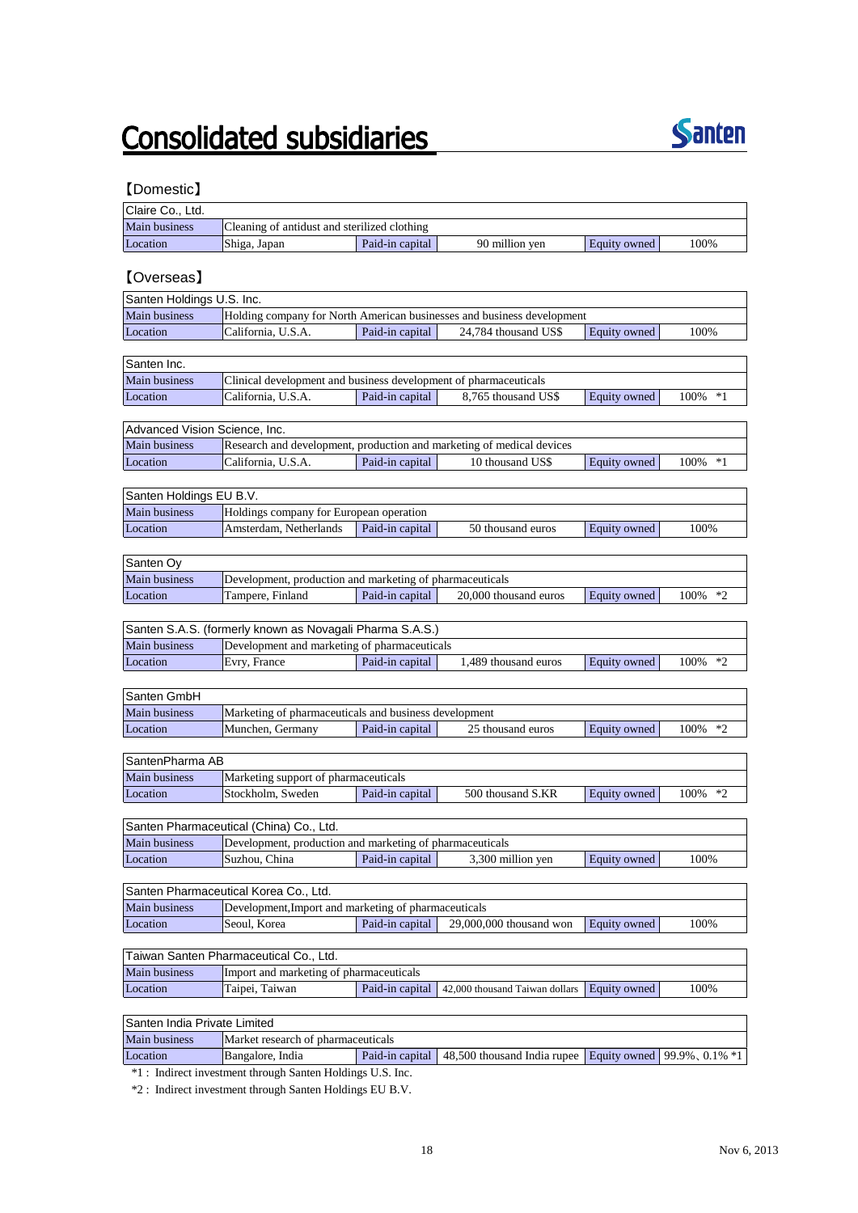# Consolidated subsidiaries

## 【Domestic】

| Claire Co., Ltd. | | | | | |
|---|---|---|---|---|---|
| Main business | Cleaning of antidust and sterilized clothing | | | | |
| Location | Shiga, Japan | Paid-in capital | 90 million yen | Equity owned | 100% |

## 【Overseas】

| Santen Holdings U.S. Inc. | | | | | |
|---|---|---|---|---|---|
| Main business | Holding company for North American businesses and business development | | | | |
| Location | California, U.S.A. | Paid-in capital | 24,784 thousand US$ | Equity owned | 100% |

| Santen Inc. | | | | | |
|---|---|---|---|---|---|
| Main business | Clinical development and business development of pharmaceuticals | | | | |
| Location | California, U.S.A. | Paid-in capital | 8,765 thousand US$ | Equity owned | 100% *1 |

| Advanced Vision Science, Inc. | | | | | |
|---|---|---|---|---|---|
| Main business | Research and development, production and marketing of medical devices | | | | |
| Location | California, U.S.A. | Paid-in capital | 10 thousand US$ | Equity owned | 100% *1 |

| Santen Holdings EU B.V. | | | | | |
|---|---|---|---|---|---|
| Main business | Holdings company for European operation | | | | |
| Location | Amsterdam, Netherlands | Paid-in capital | 50 thousand euros | Equity owned | 100% |

| Santen Oy | | | | | |
|---|---|---|---|---|---|
| Main business | Development, production and marketing of pharmaceuticals | | | | |
| Location | Tampere, Finland | Paid-in capital | 20,000 thousand euros | Equity owned | 100% *2 |

| Santen S.A.S. (formerly known as Novagali Pharma S.A.S.) | | | | | |
|---|---|---|---|---|---|
| Main business | Development and marketing of pharmaceuticals | | | | |
| Location | Evry, France | Paid-in capital | 1,489 thousand euros | Equity owned | 100% *2 |

| Santen GmbH | | | | | |
|---|---|---|---|---|---|
| Main business | Marketing of pharmaceuticals and business development | | | | |
| Location | Munchen, Germany | Paid-in capital | 25 thousand euros | Equity owned | 100% *2 |

| SantenPharma AB | | | | | |
|---|---|---|---|---|---|
| Main business | Marketing support of pharmaceuticals | | | | |
| Location | Stockholm, Sweden | Paid-in capital | 500 thousand S.KR | Equity owned | 100% *2 |

| Santen Pharmaceutical (China) Co., Ltd. | | | | | |
|---|---|---|---|---|---|
| Main business | Development, production and marketing of pharmaceuticals | | | | |
| Location | Suzhou, China | Paid-in capital | 3,300 million yen | Equity owned | 100% |

| Santen Pharmaceutical Korea Co., Ltd. | | | | | |
|---|---|---|---|---|---|
| Main business | Development,Import and marketing of pharmaceuticals | | | | |
| Location | Seoul, Korea | Paid-in capital | 29,000,000 thousand won | Equity owned | 100% |

| Taiwan Santen Pharmaceutical Co., Ltd. | | | | | |
|---|---|---|---|---|---|
| Main business | Import and marketing of pharmaceuticals | | | | |
| Location | Taipei, Taiwan | Paid-in capital | 42,000 thousand Taiwan dollars | Equity owned | 100% |

| Santen India Private Limited | | | | | |
|---|---|---|---|---|---|
| Main business | Market research of pharmaceuticals | | | | |
| Location | Bangalore, India | Paid-in capital | 48,500 thousand India rupee | Equity owned | 99.9%、0.1% *1 |

*1 : Indirect investment through Santen Holdings U.S. Inc.

*2 : Indirect investment through Santen Holdings EU B.V.

Nov 6, 2013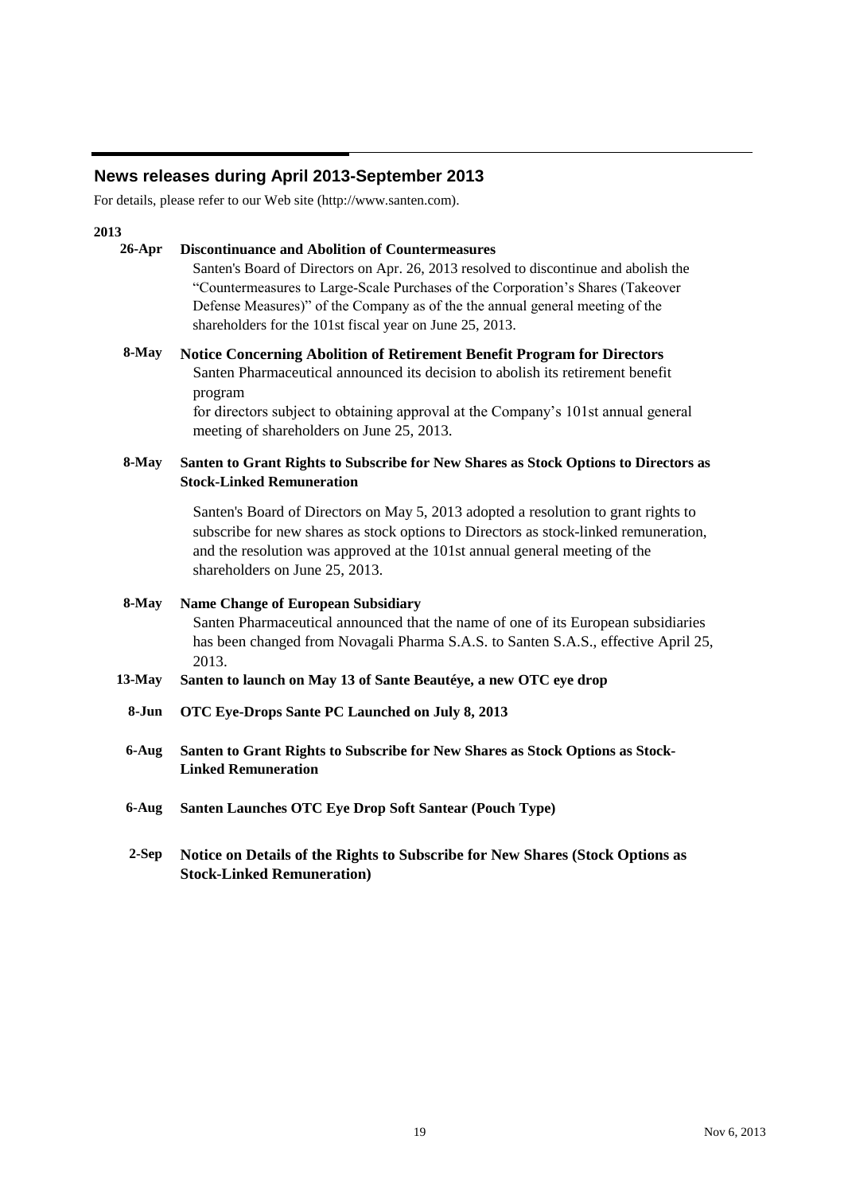## News releases during April 2013-September 2013

For details, please refer to our Web site (http://www.santen.com).

**2013**

**26-Apr** **Discontinuance and Abolition of Countermeasures**

Santen's Board of Directors on Apr. 26, 2013 resolved to discontinue and abolish the "Countermeasures to Large-Scale Purchases of the Corporation's Shares (Takeover Defense Measures)" of the Company as of the the annual general meeting of the shareholders for the 101st fiscal year on June 25, 2013.

**8-May** **Notice Concerning Abolition of Retirement Benefit Program for Directors**

Santen Pharmaceutical announced its decision to abolish its retirement benefit program
for directors subject to obtaining approval at the Company's 101st annual general meeting of shareholders on June 25, 2013.

**8-May** **Santen to Grant Rights to Subscribe for New Shares as Stock Options to Directors as Stock-Linked Remuneration**

Santen's Board of Directors on May 5, 2013 adopted a resolution to grant rights to subscribe for new shares as stock options to Directors as stock-linked remuneration, and the resolution was approved at the 101st annual general meeting of the shareholders on June 25, 2013.

**8-May** **Name Change of European Subsidiary**

Santen Pharmaceutical announced that the name of one of its European subsidiaries has been changed from Novagali Pharma S.A.S. to Santen S.A.S., effective April 25, 2013.

**13-May** **Santen to launch on May 13 of Sante Beautéye, a new OTC eye drop**

**8-Jun** **OTC Eye-Drops Sante PC Launched on July 8, 2013**

**6-Aug** **Santen to Grant Rights to Subscribe for New Shares as Stock Options as Stock-Linked Remuneration**

**6-Aug** **Santen Launches OTC Eye Drop Soft Santear (Pouch Type)**

**2-Sep** **Notice on Details of the Rights to Subscribe for New Shares (Stock Options as Stock-Linked Remuneration)**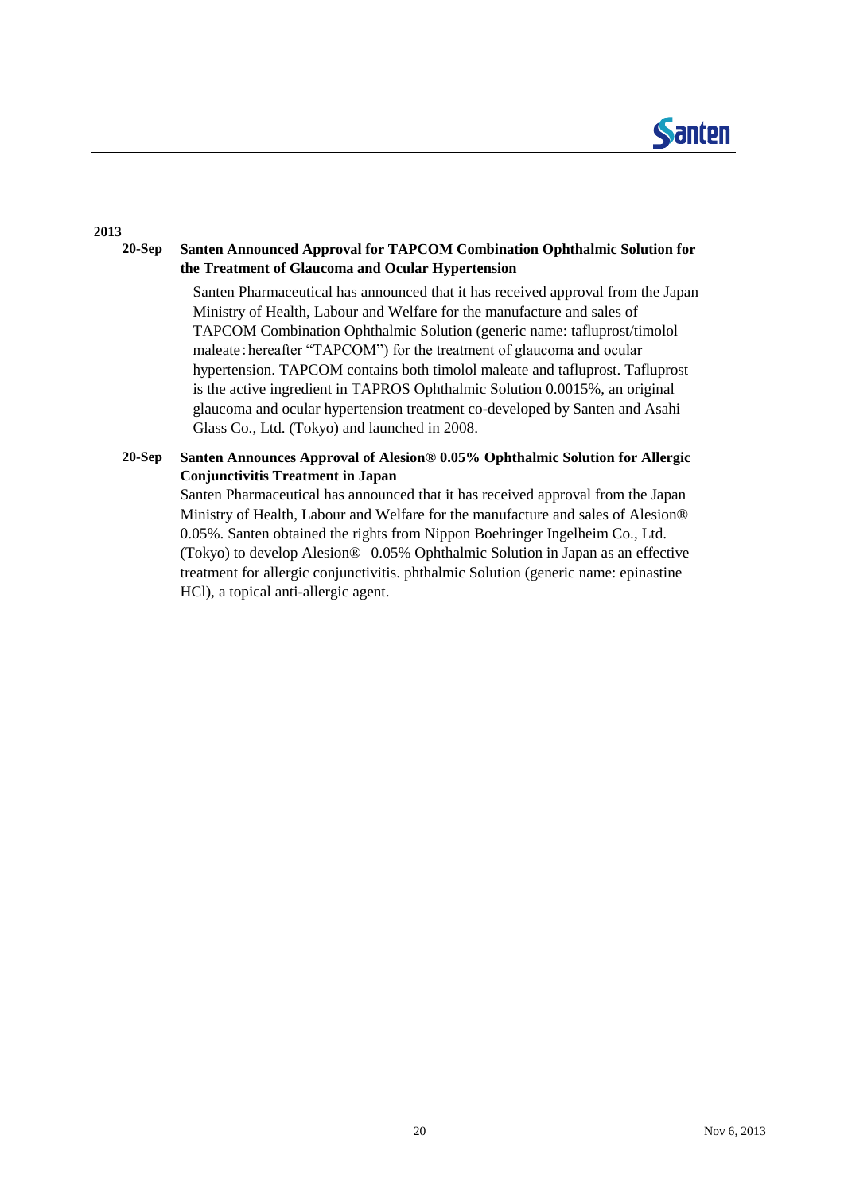**2013**

**20-Sep** **Santen Announced Approval for TAPCOM Combination Ophthalmic Solution for the Treatment of Glaucoma and Ocular Hypertension**

Santen Pharmaceutical has announced that it has received approval from the Japan Ministry of Health, Labour and Welfare for the manufacture and sales of TAPCOM Combination Ophthalmic Solution (generic name: tafluprost/timolol maleate：hereafter “TAPCOM”) for the treatment of glaucoma and ocular hypertension. TAPCOM contains both timolol maleate and tafluprost. Tafluprost is the active ingredient in TAPROS Ophthalmic Solution 0.0015%, an original glaucoma and ocular hypertension treatment co-developed by Santen and Asahi Glass Co., Ltd. (Tokyo) and launched in 2008.

**20-Sep** **Santen Announces Approval of Alesion® 0.05% Ophthalmic Solution for Allergic Conjunctivitis Treatment in Japan**

Santen Pharmaceutical has announced that it has received approval from the Japan Ministry of Health, Labour and Welfare for the manufacture and sales of Alesion® 0.05%. Santen obtained the rights from Nippon Boehringer Ingelheim Co., Ltd. (Tokyo) to develop Alesion® 0.05% Ophthalmic Solution in Japan as an effective treatment for allergic conjunctivitis. phthalmic Solution (generic name: epinastine HCl), a topical anti-allergic agent.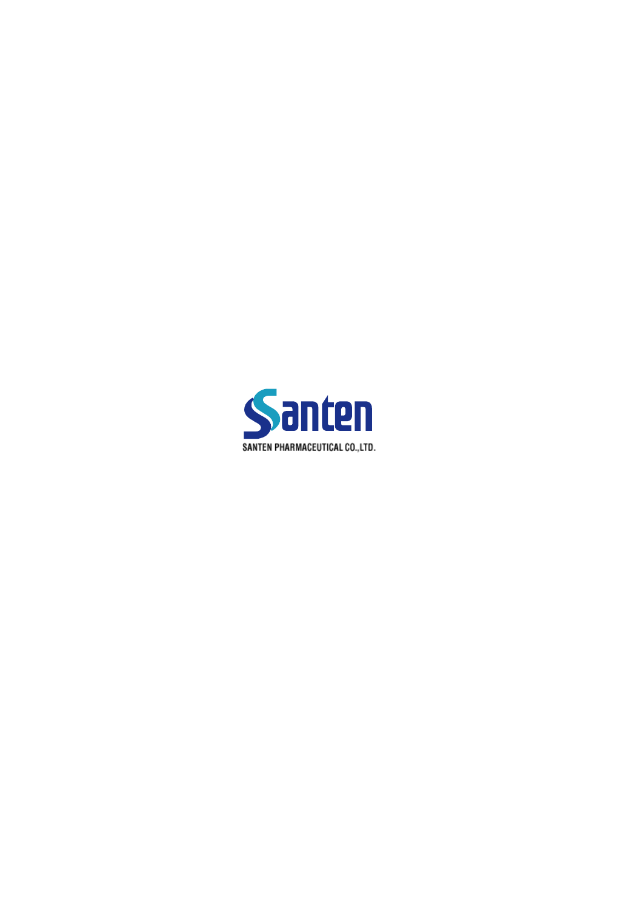Santen

SANTEN PHARMACEUTICAL CO.,LTD.